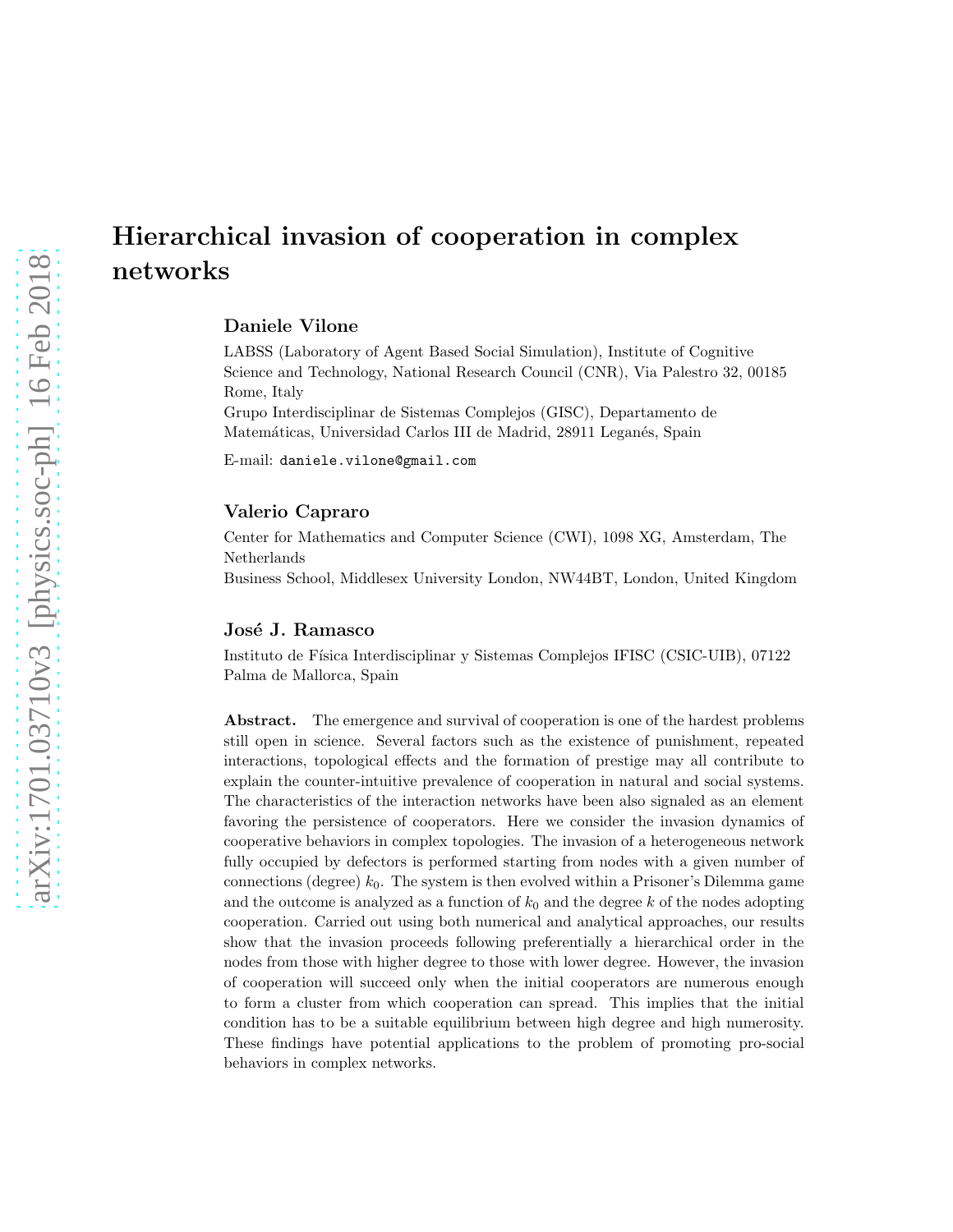# Hierarchical invasion of cooperation in complex networks

**Daniele Vilone**

LABSS (Laboratory of Agent Based Social Simulation), Institute of Cognitive Science and Technology, National Research Council (CNR), Via Palestro 32, 00185 Rome, Italy

Grupo Interdisciplinar de Sistemas Complejos (GISC), Departamento de Matemáticas, Universidad Carlos III de Madrid, 28911 Leganés, Spain

E-mail: daniele.vilone@gmail.com

**Valerio Capraro**

Center for Mathematics and Computer Science (CWI), 1098 XG, Amsterdam, The Netherlands

Business School, Middlesex University London, NW44BT, London, United Kingdom

**José J. Ramasco**

Instituto de Física Interdisciplinar y Sistemas Complejos IFISC (CSIC-UIB), 07122 Palma de Mallorca, Spain

**Abstract.** The emergence and survival of cooperation is one of the hardest problems still open in science. Several factors such as the existence of punishment, repeated interactions, topological effects and the formation of prestige may all contribute to explain the counter-intuitive prevalence of cooperation in natural and social systems. The characteristics of the interaction networks have been also signaled as an element favoring the persistence of cooperators. Here we consider the invasion dynamics of cooperative behaviors in complex topologies. The invasion of a heterogeneous network fully occupied by defectors is performed starting from nodes with a given number of connections (degree) $k_0$. The system is then evolved within a Prisoner's Dilemma game and the outcome is analyzed as a function of $k_0$ and the degree $k$ of the nodes adopting cooperation. Carried out using both numerical and analytical approaches, our results show that the invasion proceeds following preferentially a hierarchical order in the nodes from those with higher degree to those with lower degree. However, the invasion of cooperation will succeed only when the initial cooperators are numerous enough to form a cluster from which cooperation can spread. This implies that the initial condition has to be a suitable equilibrium between high degree and high numerosity. These findings have potential applications to the problem of promoting pro-social behaviors in complex networks.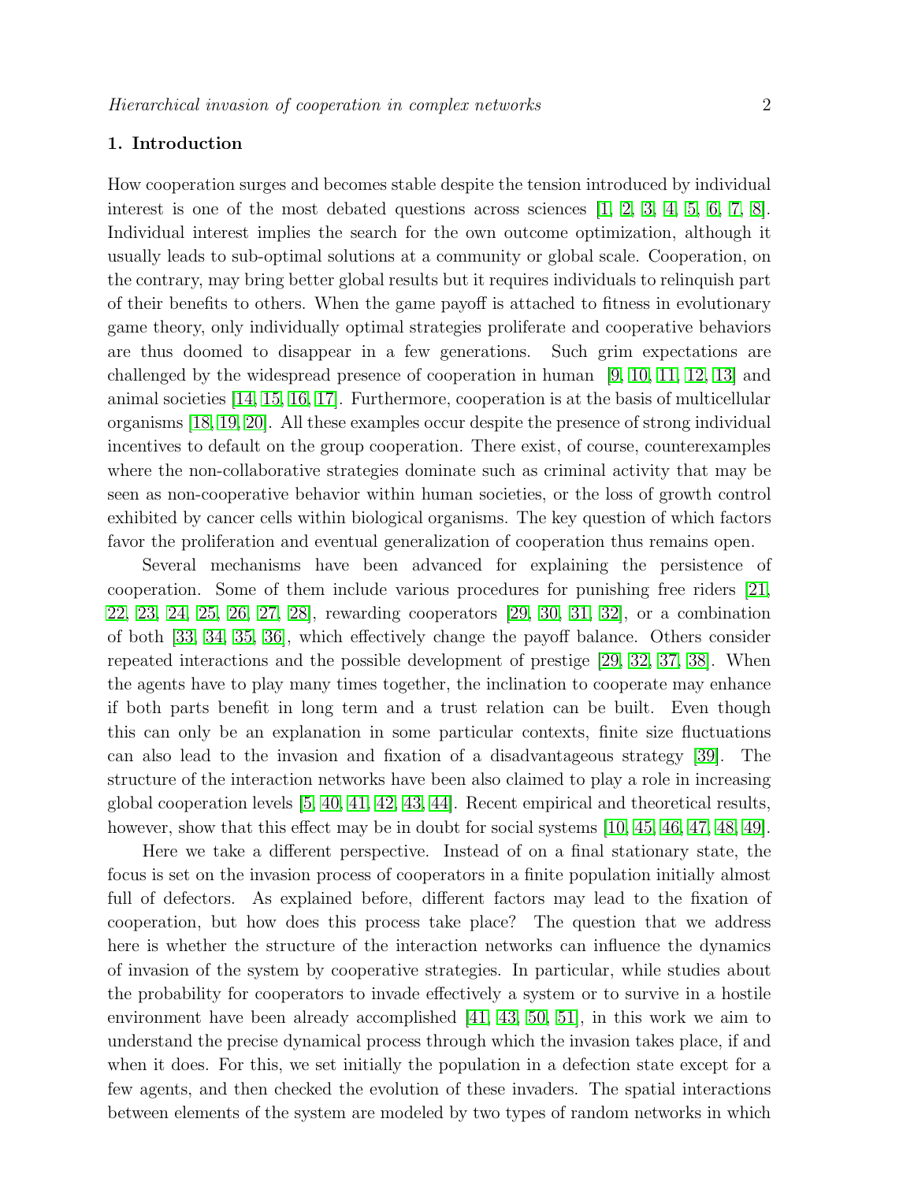## 1. Introduction

How cooperation surges and becomes stable despite the tension introduced by individual interest is one of the most debated questions across sciences [1, 2, 3, 4, 5, 6, 7, 8]. Individual interest implies the search for the own outcome optimization, although it usually leads to sub-optimal solutions at a community or global scale. Cooperation, on the contrary, may bring better global results but it requires individuals to relinquish part of their benefits to others. When the game payoff is attached to fitness in evolutionary game theory, only individually optimal strategies proliferate and cooperative behaviors are thus doomed to disappear in a few generations. Such grim expectations are challenged by the widespread presence of cooperation in human [9, 10, 11, 12, 13] and animal societies [14, 15, 16, 17]. Furthermore, cooperation is at the basis of multicellular organisms [18, 19, 20]. All these examples occur despite the presence of strong individual incentives to default on the group cooperation. There exist, of course, counterexamples where the non-collaborative strategies dominate such as criminal activity that may be seen as non-cooperative behavior within human societies, or the loss of growth control exhibited by cancer cells within biological organisms. The key question of which factors favor the proliferation and eventual generalization of cooperation thus remains open.

Several mechanisms have been advanced for explaining the persistence of cooperation. Some of them include various procedures for punishing free riders [21, 22, 23, 24, 25, 26, 27, 28], rewarding cooperators [29, 30, 31, 32], or a combination of both [33, 34, 35, 36], which effectively change the payoff balance. Others consider repeated interactions and the possible development of prestige [29, 32, 37, 38]. When the agents have to play many times together, the inclination to cooperate may enhance if both parts benefit in long term and a trust relation can be built. Even though this can only be an explanation in some particular contexts, finite size fluctuations can also lead to the invasion and fixation of a disadvantageous strategy [39]. The structure of the interaction networks have been also claimed to play a role in increasing global cooperation levels [5, 40, 41, 42, 43, 44]. Recent empirical and theoretical results, however, show that this effect may be in doubt for social systems [10, 45, 46, 47, 48, 49].

Here we take a different perspective. Instead of on a final stationary state, the focus is set on the invasion process of cooperators in a finite population initially almost full of defectors. As explained before, different factors may lead to the fixation of cooperation, but how does this process take place? The question that we address here is whether the structure of the interaction networks can influence the dynamics of invasion of the system by cooperative strategies. In particular, while studies about the probability for cooperators to invade effectively a system or to survive in a hostile environment have been already accomplished [41, 43, 50, 51], in this work we aim to understand the precise dynamical process through which the invasion takes place, if and when it does. For this, we set initially the population in a defection state except for a few agents, and then checked the evolution of these invaders. The spatial interactions between elements of the system are modeled by two types of random networks in which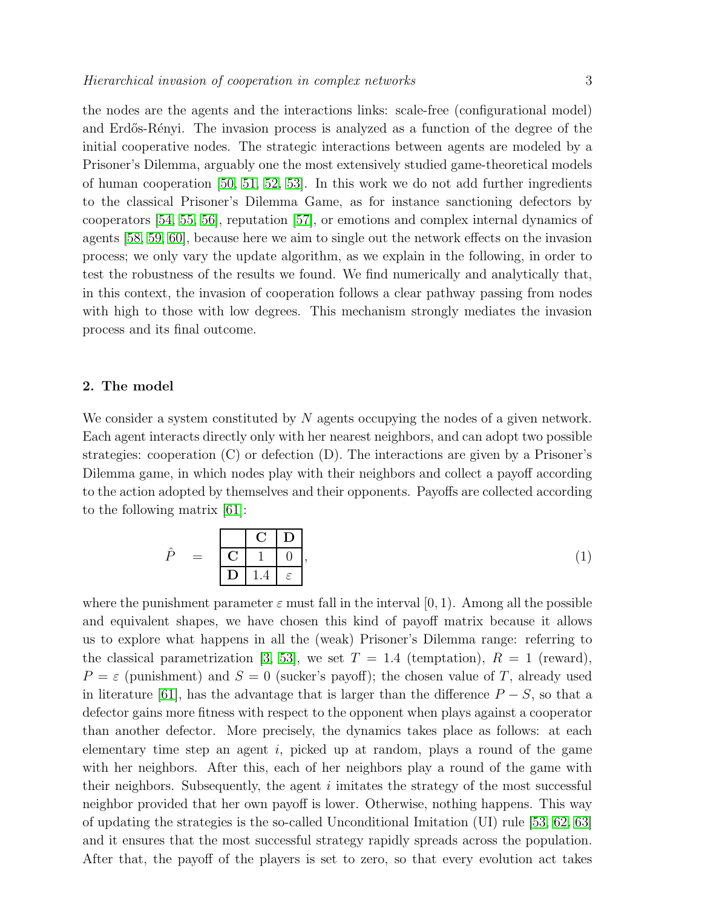the nodes are the agents and the interactions links: scale-free (configurational model) and Erdős-Rényi. The invasion process is analyzed as a function of the degree of the initial cooperative nodes. The strategic interactions between agents are modeled by a Prisoner's Dilemma, arguably one the most extensively studied game-theoretical models of human cooperation [50, 51, 52, 53]. In this work we do not add further ingredients to the classical Prisoner's Dilemma Game, as for instance sanctioning defectors by cooperators [54, 55, 56], reputation [57], or emotions and complex internal dynamics of agents [58, 59, 60], because here we aim to single out the network effects on the invasion process; we only vary the update algorithm, as we explain in the following, in order to test the robustness of the results we found. We find numerically and analytically that, in this context, the invasion of cooperation follows a clear pathway passing from nodes with high to those with low degrees. This mechanism strongly mediates the invasion process and its final outcome.

## 2. The model

We consider a system constituted by $N$ agents occupying the nodes of a given network. Each agent interacts directly only with her nearest neighbors, and can adopt two possible strategies: cooperation (C) or defection (D). The interactions are given by a Prisoner's Dilemma game, in which nodes play with their neighbors and collect a payoff according to the action adopted by themselves and their opponents. Payoffs are collected according to the following matrix [61]:

$$\hat{P} \quad = \quad \begin{array}{|c|c|c|} \hline & \mathbf{C} & \mathbf{D} \\ \hline \mathbf{C} & 1 & 0 \\ \hline \mathbf{D} & 1.4 & \varepsilon \\ \hline \end{array}, \tag{1}$$

where the punishment parameter $\varepsilon$ must fall in the interval $[0, 1)$. Among all the possible and equivalent shapes, we have chosen this kind of payoff matrix because it allows us to explore what happens in all the (weak) Prisoner's Dilemma range: referring to the classical parametrization [3, 53], we set $T = 1.4$ (temptation), $R = 1$ (reward), $P = \varepsilon$ (punishment) and $S = 0$ (sucker's payoff); the chosen value of $T$, already used in literature [61], has the advantage that is larger than the difference $P - S$, so that a defector gains more fitness with respect to the opponent when plays against a cooperator than another defector. More precisely, the dynamics takes place as follows: at each elementary time step an agent $i$, picked up at random, plays a round of the game with her neighbors. After this, each of her neighbors play a round of the game with their neighbors. Subsequently, the agent $i$ imitates the strategy of the most successful neighbor provided that her own payoff is lower. Otherwise, nothing happens. This way of updating the strategies is the so-called Unconditional Imitation (UI) rule [53, 62, 63] and it ensures that the most successful strategy rapidly spreads across the population. After that, the payoff of the players is set to zero, so that every evolution act takes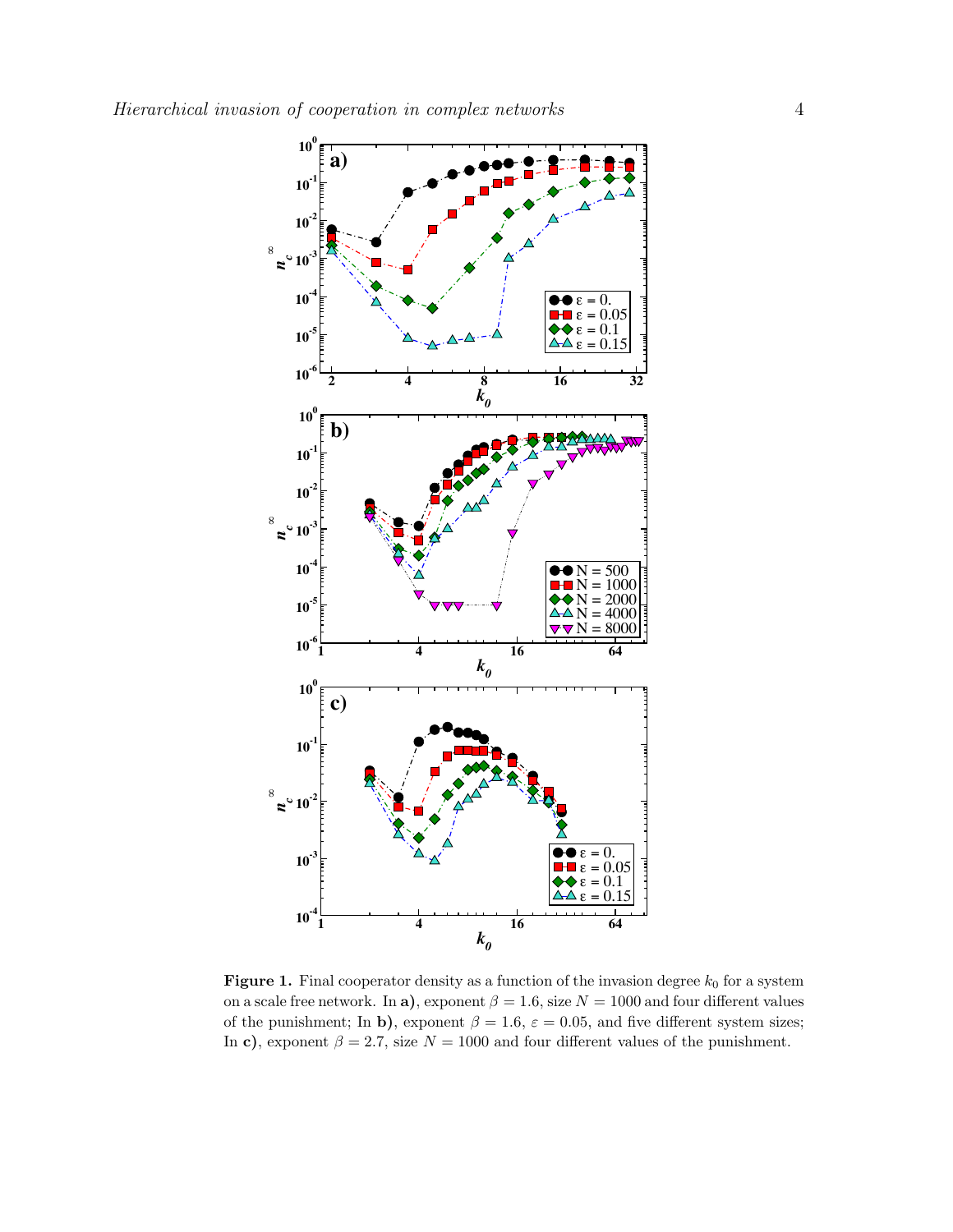**Figure 1.** Final cooperator density as a function of the invasion degree $k_0$ for a system on a scale free network. In **a)**, exponent $\beta = 1.6$, size $N = 1000$ and four different values of the punishment; In **b)**, exponent $\beta = 1.6$, $\varepsilon = 0.05$, and five different system sizes; In **c)**, exponent $\beta = 2.7$, size $N = 1000$ and four different values of the punishment.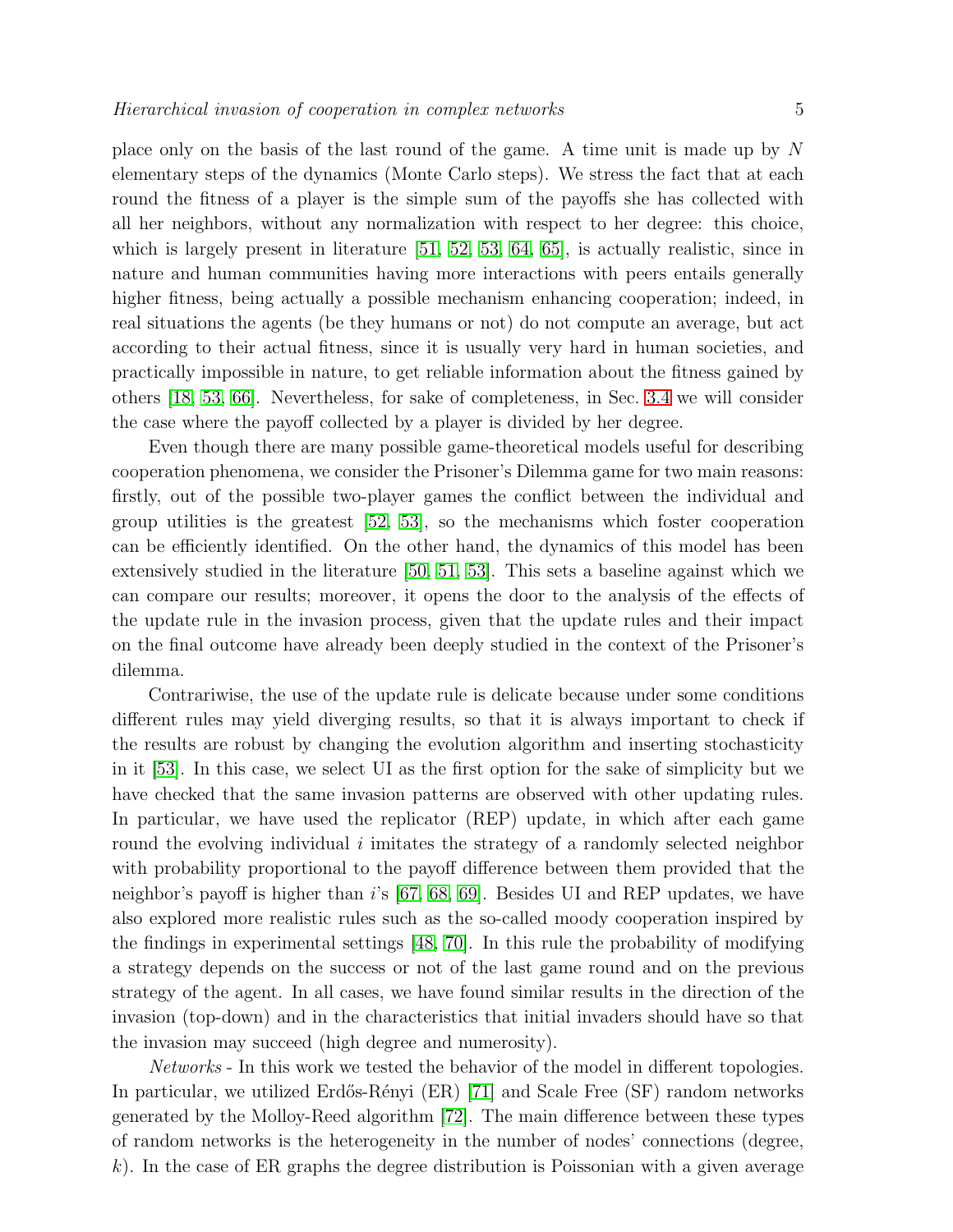place only on the basis of the last round of the game. A time unit is made up by $N$ elementary steps of the dynamics (Monte Carlo steps). We stress the fact that at each round the fitness of a player is the simple sum of the payoffs she has collected with all her neighbors, without any normalization with respect to her degree: this choice, which is largely present in literature [51, 52, 53, 64, 65], is actually realistic, since in nature and human communities having more interactions with peers entails generally higher fitness, being actually a possible mechanism enhancing cooperation; indeed, in real situations the agents (be they humans or not) do not compute an average, but act according to their actual fitness, since it is usually very hard in human societies, and practically impossible in nature, to get reliable information about the fitness gained by others [18, 53, 66]. Nevertheless, for sake of completeness, in Sec. 3.4 we will consider the case where the payoff collected by a player is divided by her degree.

Even though there are many possible game-theoretical models useful for describing cooperation phenomena, we consider the Prisoner's Dilemma game for two main reasons: firstly, out of the possible two-player games the conflict between the individual and group utilities is the greatest [52, 53], so the mechanisms which foster cooperation can be efficiently identified. On the other hand, the dynamics of this model has been extensively studied in the literature [50, 51, 53]. This sets a baseline against which we can compare our results; moreover, it opens the door to the analysis of the effects of the update rule in the invasion process, given that the update rules and their impact on the final outcome have already been deeply studied in the context of the Prisoner's dilemma.

Contrariwise, the use of the update rule is delicate because under some conditions different rules may yield diverging results, so that it is always important to check if the results are robust by changing the evolution algorithm and inserting stochasticity in it [53]. In this case, we select UI as the first option for the sake of simplicity but we have checked that the same invasion patterns are observed with other updating rules. In particular, we have used the replicator (REP) update, in which after each game round the evolving individual $i$ imitates the strategy of a randomly selected neighbor with probability proportional to the payoff difference between them provided that the neighbor's payoff is higher than $i$'s [67, 68, 69]. Besides UI and REP updates, we have also explored more realistic rules such as the so-called moody cooperation inspired by the findings in experimental settings [48, 70]. In this rule the probability of modifying a strategy depends on the success or not of the last game round and on the previous strategy of the agent. In all cases, we have found similar results in the direction of the invasion (top-down) and in the characteristics that initial invaders should have so that the invasion may succeed (high degree and numerosity).

*Networks* - In this work we tested the behavior of the model in different topologies. In particular, we utilized Erdős-Rényi (ER) [71] and Scale Free (SF) random networks generated by the Molloy-Reed algorithm [72]. The main difference between these types of random networks is the heterogeneity in the number of nodes' connections (degree, $k$). In the case of ER graphs the degree distribution is Poissonian with a given average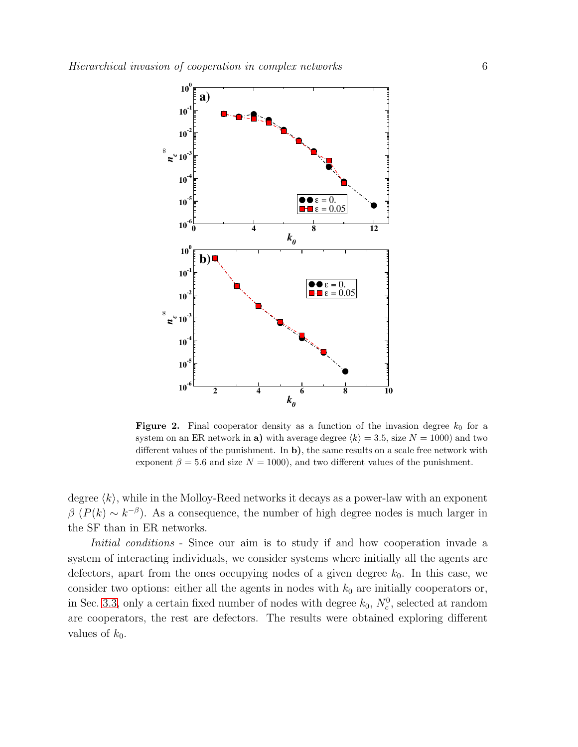**Figure 2.** Final cooperator density as a function of the invasion degree $k_0$ for a system on an ER network in **a)** with average degree $\langle k \rangle = 3.5$, size $N = 1000$) and two different values of the punishment. In **b)**, the same results on a scale free network with exponent $\beta = 5.6$ and size $N = 1000$), and two different values of the punishment.

degree $\langle k \rangle$, while in the Molloy-Reed networks it decays as a power-law with an exponent $\beta$ ($P(k) \sim k^{-\beta}$). As a consequence, the number of high degree nodes is much larger in the SF than in ER networks.

*Initial conditions* - Since our aim is to study if and how cooperation invade a system of interacting individuals, we consider systems where initially all the agents are defectors, apart from the ones occupying nodes of a given degree $k_0$. In this case, we consider two options: either all the agents in nodes with $k_0$ are initially cooperators or, in Sec. 3.3, only a certain fixed number of nodes with degree $k_0$, $N_c^0$, selected at random are cooperators, the rest are defectors. The results were obtained exploring different values of $k_0$.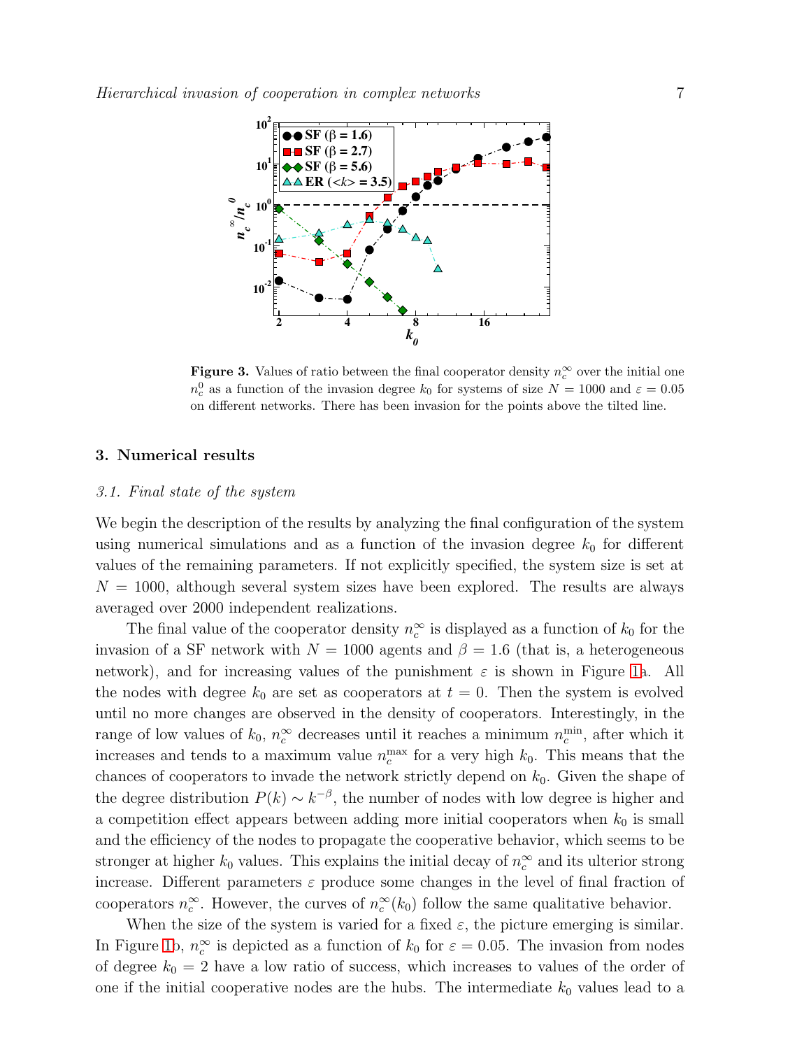**Figure 3.** Values of ratio between the final cooperator density $n_c^\infty$ over the initial one $n_c^0$ as a function of the invasion degree $k_0$ for systems of size $N = 1000$ and $\varepsilon = 0.05$ on different networks. There has been invasion for the points above the tilted line.

## 3. Numerical results

### 3.1. Final state of the system

We begin the description of the results by analyzing the final configuration of the system using numerical simulations and as a function of the invasion degree $k_0$ for different values of the remaining parameters. If not explicitly specified, the system size is set at $N = 1000$, although several system sizes have been explored. The results are always averaged over 2000 independent realizations.

The final value of the cooperator density $n_c^\infty$ is displayed as a function of $k_0$ for the invasion of a SF network with $N = 1000$ agents and $\beta = 1.6$ (that is, a heterogeneous network), and for increasing values of the punishment $\varepsilon$ is shown in Figure 1a. All the nodes with degree $k_0$ are set as cooperators at $t = 0$. Then the system is evolved until no more changes are observed in the density of cooperators. Interestingly, in the range of low values of $k_0$, $n_c^\infty$ decreases until it reaches a minimum $n_c^{\min}$, after which it increases and tends to a maximum value $n_c^{\max}$ for a very high $k_0$. This means that the chances of cooperators to invade the network strictly depend on $k_0$. Given the shape of the degree distribution $P(k) \sim k^{-\beta}$, the number of nodes with low degree is higher and a competition effect appears between adding more initial cooperators when $k_0$ is small and the efficiency of the nodes to propagate the cooperative behavior, which seems to be stronger at higher $k_0$ values. This explains the initial decay of $n_c^\infty$ and its ulterior strong increase. Different parameters $\varepsilon$ produce some changes in the level of final fraction of cooperators $n_c^\infty$. However, the curves of $n_c^\infty(k_0)$ follow the same qualitative behavior.

When the size of the system is varied for a fixed $\varepsilon$, the picture emerging is similar. In Figure 1b, $n_c^\infty$ is depicted as a function of $k_0$ for $\varepsilon = 0.05$. The invasion from nodes of degree $k_0 = 2$ have a low ratio of success, which increases to values of the order of one if the initial cooperative nodes are the hubs. The intermediate $k_0$ values lead to a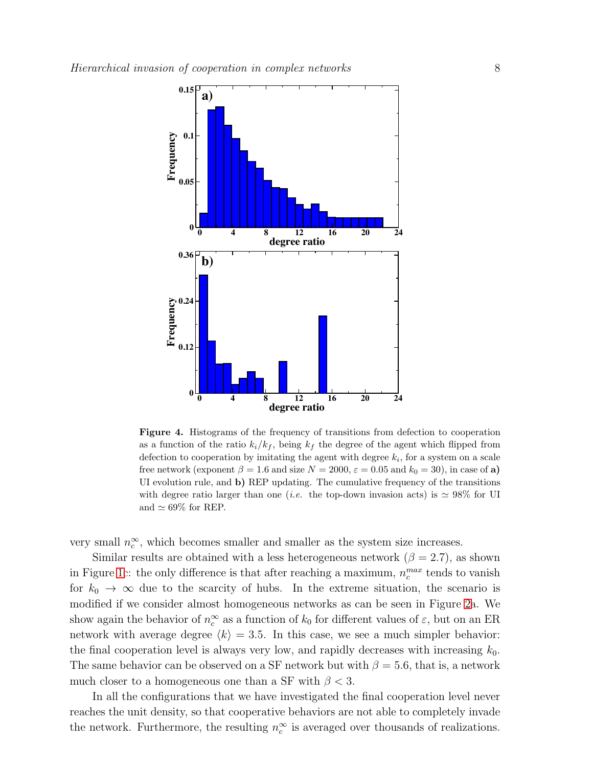**Figure 4.** Histograms of the frequency of transitions from defection to cooperation as a function of the ratio $k_i/k_f$, being $k_f$ the degree of the agent which flipped from defection to cooperation by imitating the agent with degree $k_i$, for a system on a scale free network (exponent $\beta = 1.6$ and size $N = 2000$, $\varepsilon = 0.05$ and $k_0 = 30$), in case of **a)** UI evolution rule, and **b)** REP updating. The cumulative frequency of the transitions with degree ratio larger than one (*i.e.* the top-down invasion acts) is $\simeq 98\%$ for UI and $\simeq 69\%$ for REP.

very small $n_c^\infty$, which becomes smaller and smaller as the system size increases.

Similar results are obtained with a less heterogeneous network ($\beta = 2.7$), as shown in Figure 1c: the only difference is that after reaching a maximum, $n_c^{max}$ tends to vanish for $k_0 \to \infty$ due to the scarcity of hubs. In the extreme situation, the scenario is modified if we consider almost homogeneous networks as can be seen in Figure 2a. We show again the behavior of $n_c^\infty$ as a function of $k_0$ for different values of $\varepsilon$, but on an ER network with average degree $\langle k \rangle = 3.5$. In this case, we see a much simpler behavior: the final cooperation level is always very low, and rapidly decreases with increasing $k_0$. The same behavior can be observed on a SF network but with $\beta = 5.6$, that is, a network much closer to a homogeneous one than a SF with $\beta < 3$.

In all the configurations that we have investigated the final cooperation level never reaches the unit density, so that cooperative behaviors are not able to completely invade the network. Furthermore, the resulting $n_c^\infty$ is averaged over thousands of realizations.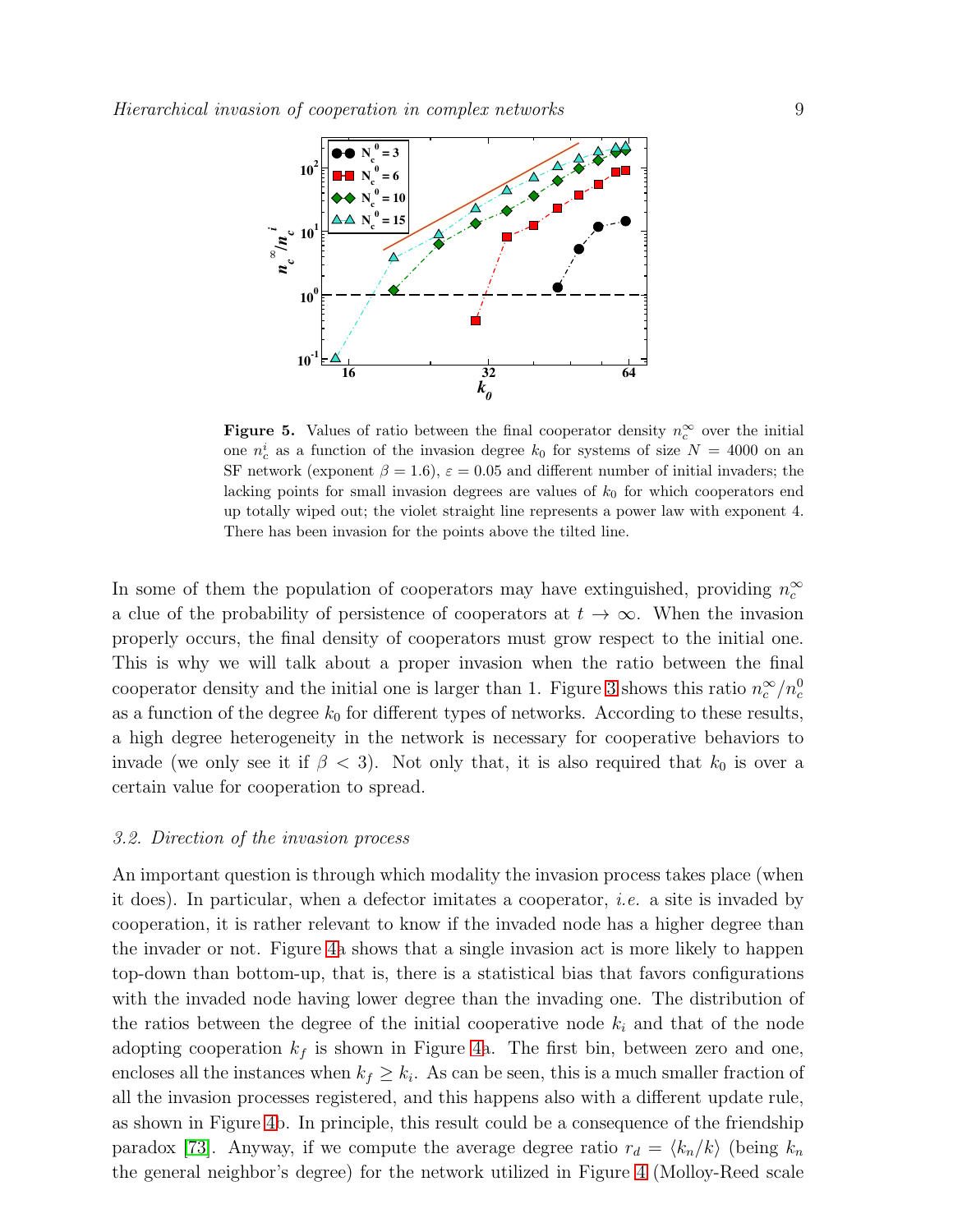**Figure 5.** Values of ratio between the final cooperator density $n_c^\infty$ over the initial one $n_c^i$ as a function of the invasion degree $k_0$ for systems of size $N = 4000$ on an SF network (exponent $\beta = 1.6$), $\varepsilon = 0.05$ and different number of initial invaders; the lacking points for small invasion degrees are values of $k_0$ for which cooperators end up totally wiped out; the violet straight line represents a power law with exponent 4. There has been invasion for the points above the tilted line.

In some of them the population of cooperators may have extinguished, providing $n_c^\infty$ a clue of the probability of persistence of cooperators at $t \to \infty$. When the invasion properly occurs, the final density of cooperators must grow respect to the initial one. This is why we will talk about a proper invasion when the ratio between the final cooperator density and the initial one is larger than 1. Figure 3 shows this ratio $n_c^\infty/n_c^0$ as a function of the degree $k_0$ for different types of networks. According to these results, a high degree heterogeneity in the network is necessary for cooperative behaviors to invade (we only see it if $\beta < 3$). Not only that, it is also required that $k_0$ is over a certain value for cooperation to spread.

### 3.2. Direction of the invasion process

An important question is through which modality the invasion process takes place (when it does). In particular, when a defector imitates a cooperator, *i.e.* a site is invaded by cooperation, it is rather relevant to know if the invaded node has a higher degree than the invader or not. Figure 4a shows that a single invasion act is more likely to happen top-down than bottom-up, that is, there is a statistical bias that favors configurations with the invaded node having lower degree than the invading one. The distribution of the ratios between the degree of the initial cooperative node $k_i$ and that of the node adopting cooperation $k_f$ is shown in Figure 4a. The first bin, between zero and one, encloses all the instances when $k_f \geq k_i$. As can be seen, this is a much smaller fraction of all the invasion processes registered, and this happens also with a different update rule, as shown in Figure 4b. In principle, this result could be a consequence of the friendship paradox [73]. Anyway, if we compute the average degree ratio $r_d = \langle k_n/k \rangle$ (being $k_n$ the general neighbor's degree) for the network utilized in Figure 4 (Molloy-Reed scale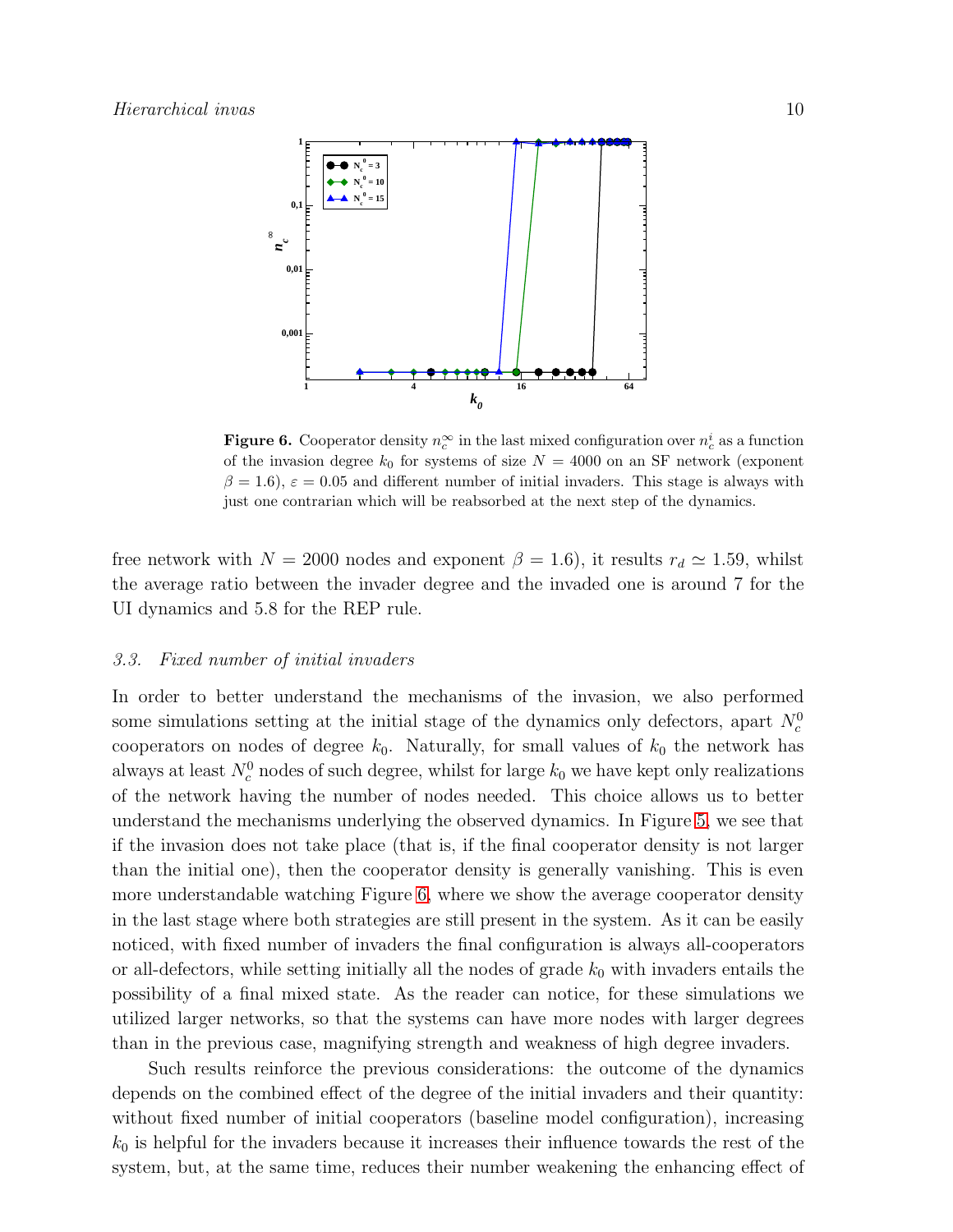**Figure 6.** Cooperator density $n_c^\infty$ in the last mixed configuration over $n_c^i$ as a function of the invasion degree $k_0$ for systems of size $N = 4000$ on an SF network (exponent $\beta = 1.6$), $\varepsilon = 0.05$ and different number of initial invaders. This stage is always with just one contrarian which will be reabsorbed at the next step of the dynamics.

free network with $N = 2000$ nodes and exponent $\beta = 1.6$), it results $r_d \simeq 1.59$, whilst the average ratio between the invader degree and the invaded one is around 7 for the UI dynamics and 5.8 for the REP rule.

### 3.3. Fixed number of initial invaders

In order to better understand the mechanisms of the invasion, we also performed some simulations setting at the initial stage of the dynamics only defectors, apart $N_c^0$ cooperators on nodes of degree $k_0$. Naturally, for small values of $k_0$ the network has always at least $N_c^0$ nodes of such degree, whilst for large $k_0$ we have kept only realizations of the network having the number of nodes needed. This choice allows us to better understand the mechanisms underlying the observed dynamics. In Figure 5, we see that if the invasion does not take place (that is, if the final cooperator density is not larger than the initial one), then the cooperator density is generally vanishing. This is even more understandable watching Figure 6, where we show the average cooperator density in the last stage where both strategies are still present in the system. As it can be easily noticed, with fixed number of invaders the final configuration is always all-cooperators or all-defectors, while setting initially all the nodes of grade $k_0$ with invaders entails the possibility of a final mixed state. As the reader can notice, for these simulations we utilized larger networks, so that the systems can have more nodes with larger degrees than in the previous case, magnifying strength and weakness of high degree invaders.

Such results reinforce the previous considerations: the outcome of the dynamics depends on the combined effect of the degree of the initial invaders and their quantity: without fixed number of initial cooperators (baseline model configuration), increasing $k_0$ is helpful for the invaders because it increases their influence towards the rest of the system, but, at the same time, reduces their number weakening the enhancing effect of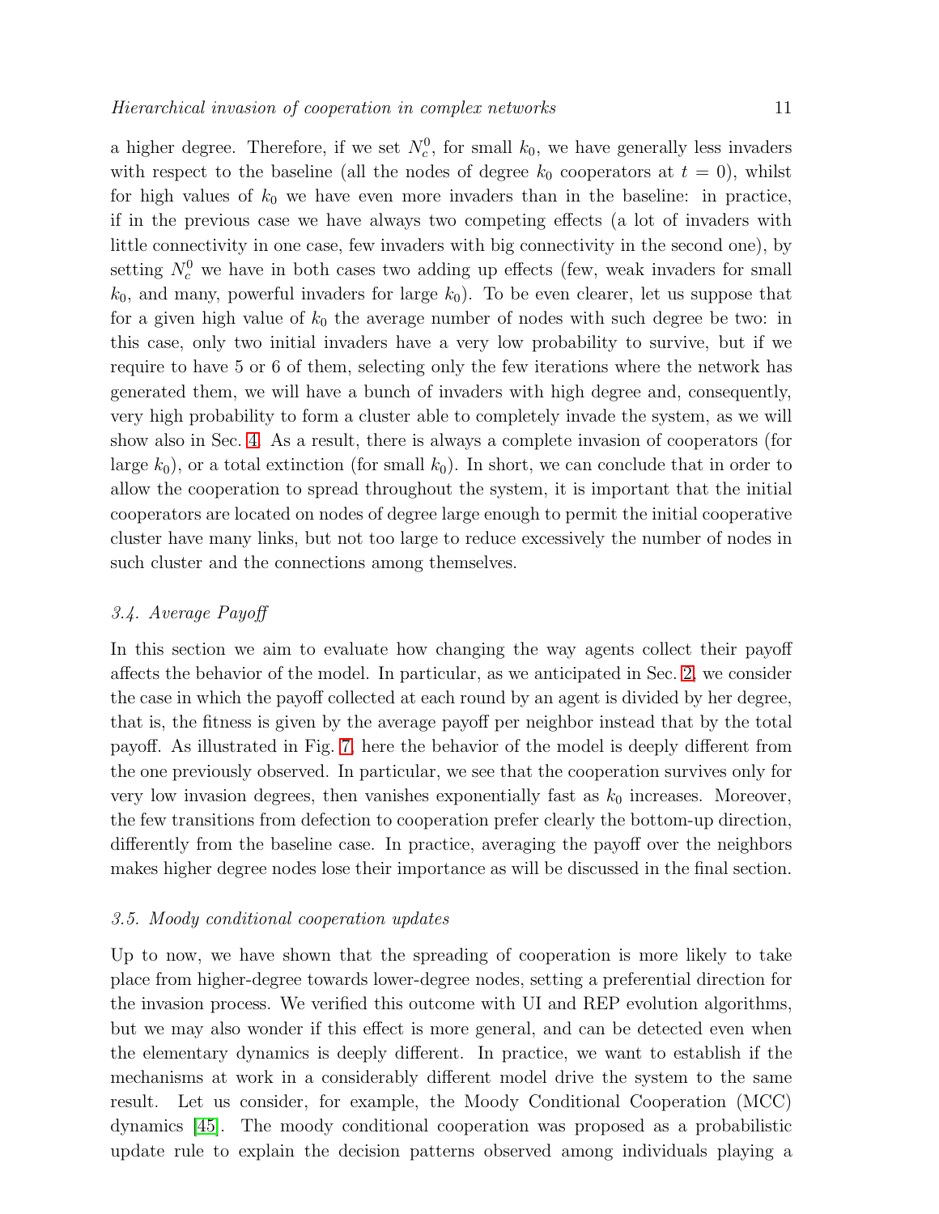a higher degree. Therefore, if we set $N_c^0$, for small $k_0$, we have generally less invaders with respect to the baseline (all the nodes of degree $k_0$ cooperators at $t = 0$), whilst for high values of $k_0$ we have even more invaders than in the baseline: in practice, if in the previous case we have always two competing effects (a lot of invaders with little connectivity in one case, few invaders with big connectivity in the second one), by setting $N_c^0$ we have in both cases two adding up effects (few, weak invaders for small $k_0$, and many, powerful invaders for large $k_0$). To be even clearer, let us suppose that for a given high value of $k_0$ the average number of nodes with such degree be two: in this case, only two initial invaders have a very low probability to survive, but if we require to have 5 or 6 of them, selecting only the few iterations where the network has generated them, we will have a bunch of invaders with high degree and, consequently, very high probability to form a cluster able to completely invade the system, as we will show also in Sec. 4. As a result, there is always a complete invasion of cooperators (for large $k_0$), or a total extinction (for small $k_0$). In short, we can conclude that in order to allow the cooperation to spread throughout the system, it is important that the initial cooperators are located on nodes of degree large enough to permit the initial cooperative cluster have many links, but not too large to reduce excessively the number of nodes in such cluster and the connections among themselves.

### *3.4. Average Payoff*

In this section we aim to evaluate how changing the way agents collect their payoff affects the behavior of the model. In particular, as we anticipated in Sec. 2, we consider the case in which the payoff collected at each round by an agent is divided by her degree, that is, the fitness is given by the average payoff per neighbor instead that by the total payoff. As illustrated in Fig. 7, here the behavior of the model is deeply different from the one previously observed. In particular, we see that the cooperation survives only for very low invasion degrees, then vanishes exponentially fast as $k_0$ increases. Moreover, the few transitions from defection to cooperation prefer clearly the bottom-up direction, differently from the baseline case. In practice, averaging the payoff over the neighbors makes higher degree nodes lose their importance as will be discussed in the final section.

### *3.5. Moody conditional cooperation updates*

Up to now, we have shown that the spreading of cooperation is more likely to take place from higher-degree towards lower-degree nodes, setting a preferential direction for the invasion process. We verified this outcome with UI and REP evolution algorithms, but we may also wonder if this effect is more general, and can be detected even when the elementary dynamics is deeply different. In practice, we want to establish if the mechanisms at work in a considerably different model drive the system to the same result. Let us consider, for example, the Moody Conditional Cooperation (MCC) dynamics [45]. The moody conditional cooperation was proposed as a probabilistic update rule to explain the decision patterns observed among individuals playing a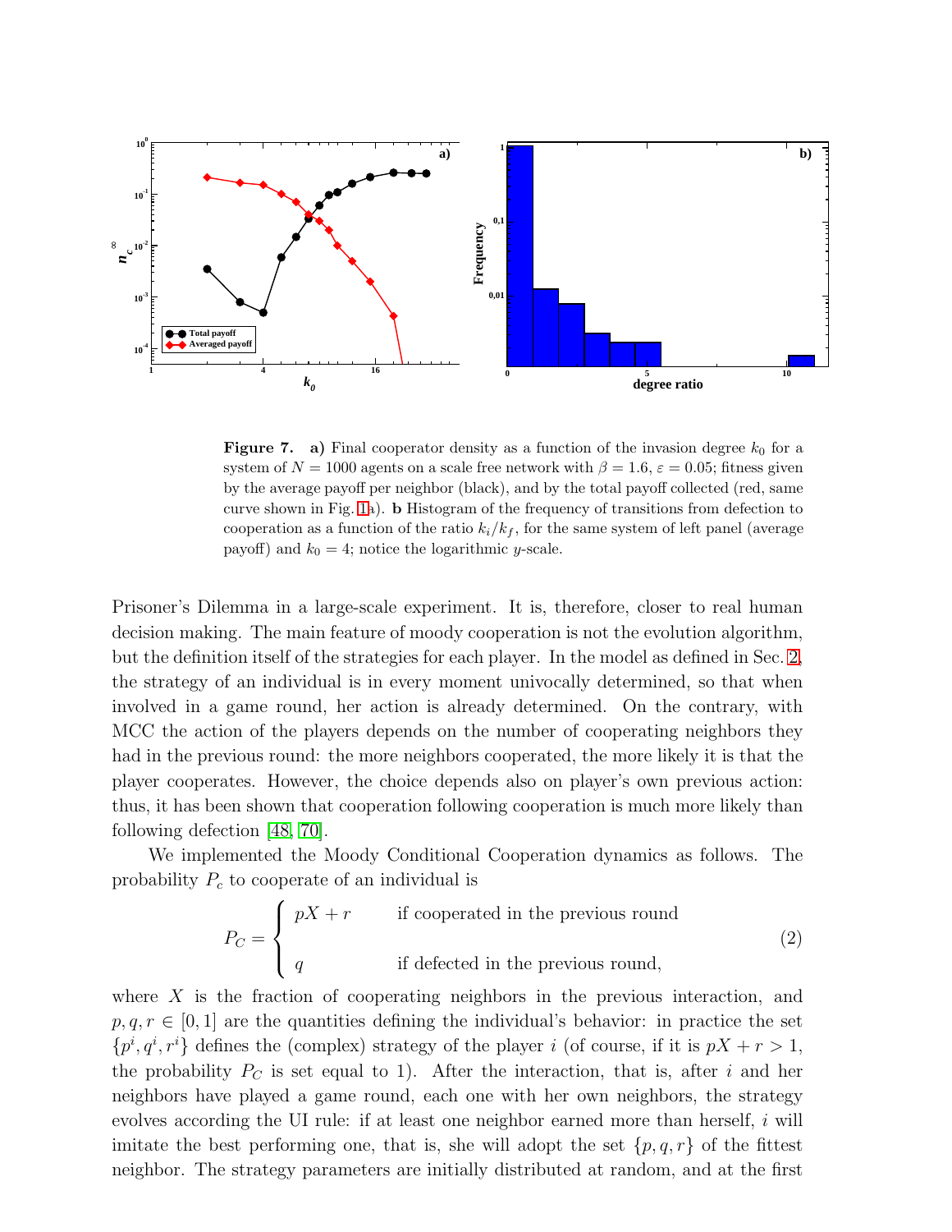**Figure 7.** **a)** Final cooperator density as a function of the invasion degree $k_0$ for a system of $N = 1000$ agents on a scale free network with $\beta = 1.6$, $\varepsilon = 0.05$; fitness given by the average payoff per neighbor (black), and by the total payoff collected (red, same curve shown in Fig. 1a). **b** Histogram of the frequency of transitions from defection to cooperation as a function of the ratio $k_i/k_f$, for the same system of left panel (average payoff) and $k_0 = 4$; notice the logarithmic $y$-scale.

Prisoner's Dilemma in a large-scale experiment. It is, therefore, closer to real human decision making. The main feature of moody cooperation is not the evolution algorithm, but the definition itself of the strategies for each player. In the model as defined in Sec. 2, the strategy of an individual is in every moment univocally determined, so that when involved in a game round, her action is already determined. On the contrary, with MCC the action of the players depends on the number of cooperating neighbors they had in the previous round: the more neighbors cooperated, the more likely it is that the player cooperates. However, the choice depends also on player's own previous action: thus, it has been shown that cooperation following cooperation is much more likely than following defection [48, 70].

We implemented the Moody Conditional Cooperation dynamics as follows. The probability $P_c$ to cooperate of an individual is

$$P_C = \begin{cases} pX + r & \text{if cooperated in the previous round} \\ q & \text{if defected in the previous round,} \end{cases} \tag{2}$$

where $X$ is the fraction of cooperating neighbors in the previous interaction, and $p, q, r \in [0, 1]$ are the quantities defining the individual's behavior: in practice the set $\{p^i, q^i, r^i\}$ defines the (complex) strategy of the player $i$ (of course, if it is $pX + r > 1$, the probability $P_C$ is set equal to 1). After the interaction, that is, after $i$ and her neighbors have played a game round, each one with her own neighbors, the strategy evolves according the UI rule: if at least one neighbor earned more than herself, $i$ will imitate the best performing one, that is, she will adopt the set $\{p, q, r\}$ of the fittest neighbor. The strategy parameters are initially distributed at random, and at the first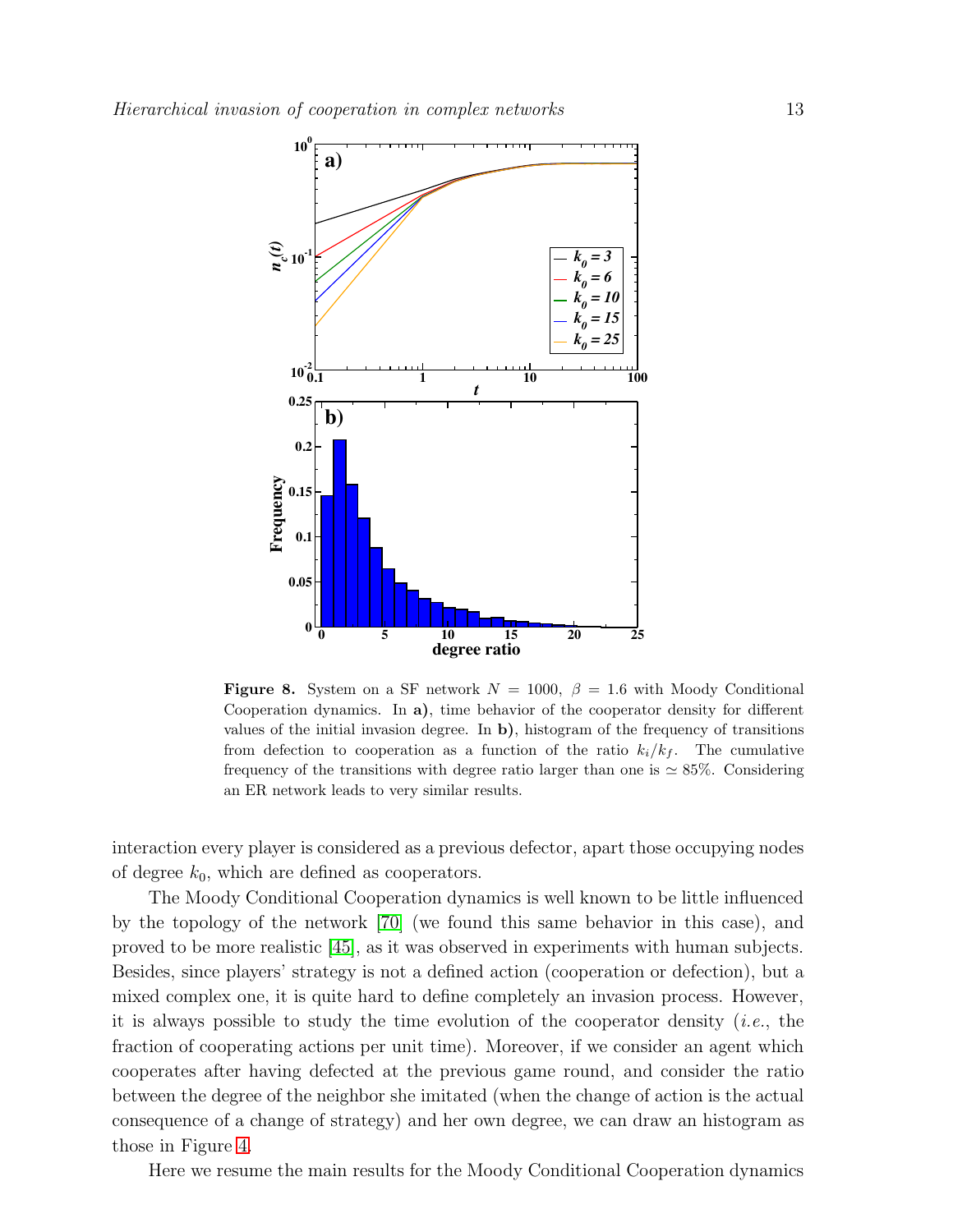**Figure 8.** System on a SF network $N = 1000$, $\beta = 1.6$ with Moody Conditional Cooperation dynamics. In **a)**, time behavior of the cooperator density for different values of the initial invasion degree. In **b)**, histogram of the frequency of transitions from defection to cooperation as a function of the ratio $k_i/k_f$. The cumulative frequency of the transitions with degree ratio larger than one is $\simeq 85\%$. Considering an ER network leads to very similar results.

interaction every player is considered as a previous defector, apart those occupying nodes of degree $k_0$, which are defined as cooperators.

The Moody Conditional Cooperation dynamics is well known to be little influenced by the topology of the network [70] (we found this same behavior in this case), and proved to be more realistic [45], as it was observed in experiments with human subjects. Besides, since players' strategy is not a defined action (cooperation or defection), but a mixed complex one, it is quite hard to define completely an invasion process. However, it is always possible to study the time evolution of the cooperator density (*i.e.*, the fraction of cooperating actions per unit time). Moreover, if we consider an agent which cooperates after having defected at the previous game round, and consider the ratio between the degree of the neighbor she imitated (when the change of action is the actual consequence of a change of strategy) and her own degree, we can draw an histogram as those in Figure 4.

Here we resume the main results for the Moody Conditional Cooperation dynamics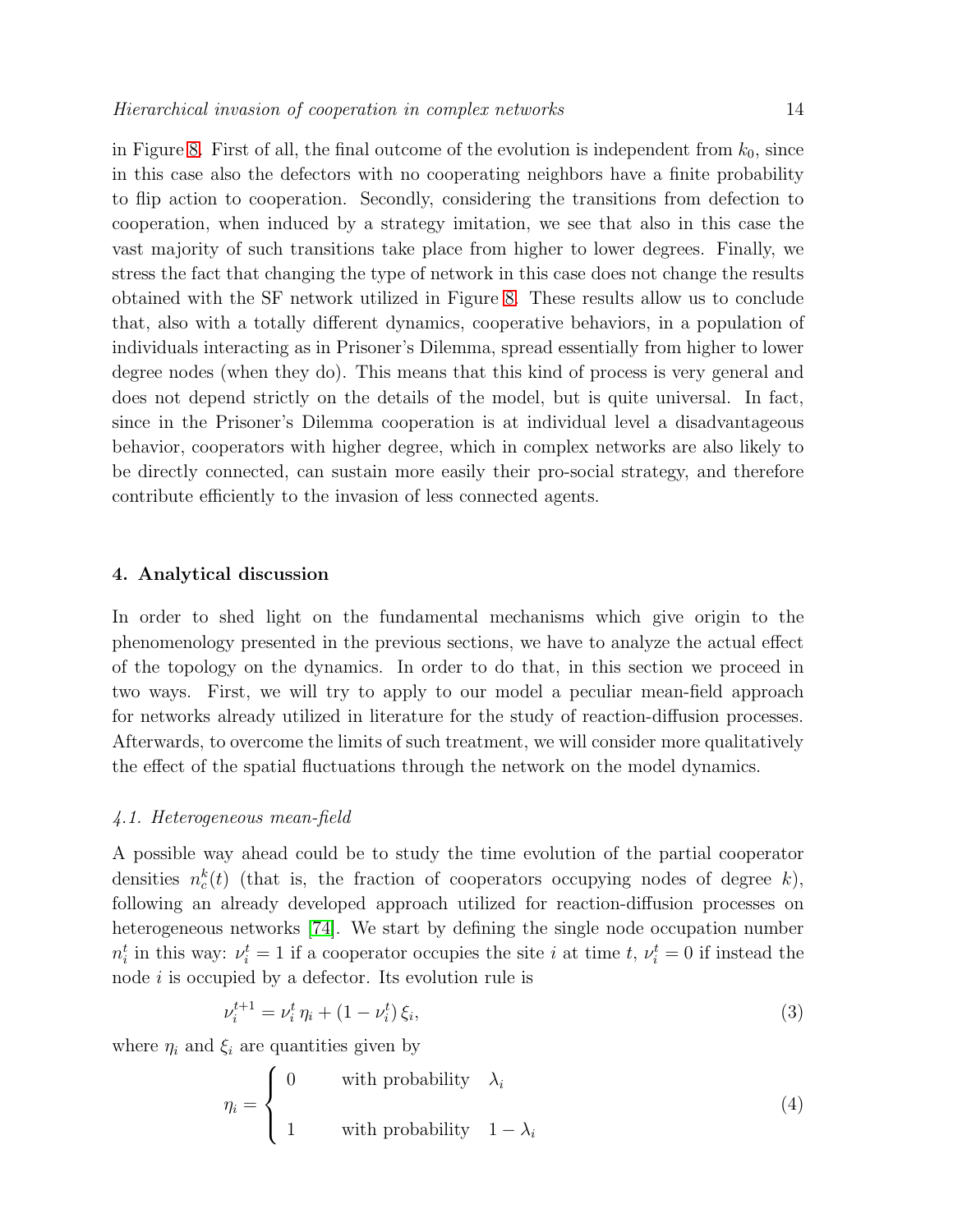in Figure 8. First of all, the final outcome of the evolution is independent from $k_0$, since in this case also the defectors with no cooperating neighbors have a finite probability to flip action to cooperation. Secondly, considering the transitions from defection to cooperation, when induced by a strategy imitation, we see that also in this case the vast majority of such transitions take place from higher to lower degrees. Finally, we stress the fact that changing the type of network in this case does not change the results obtained with the SF network utilized in Figure 8. These results allow us to conclude that, also with a totally different dynamics, cooperative behaviors, in a population of individuals interacting as in Prisoner's Dilemma, spread essentially from higher to lower degree nodes (when they do). This means that this kind of process is very general and does not depend strictly on the details of the model, but is quite universal. In fact, since in the Prisoner's Dilemma cooperation is at individual level a disadvantageous behavior, cooperators with higher degree, which in complex networks are also likely to be directly connected, can sustain more easily their pro-social strategy, and therefore contribute efficiently to the invasion of less connected agents.

## 4. Analytical discussion

In order to shed light on the fundamental mechanisms which give origin to the phenomenology presented in the previous sections, we have to analyze the actual effect of the topology on the dynamics. In order to do that, in this section we proceed in two ways. First, we will try to apply to our model a peculiar mean-field approach for networks already utilized in literature for the study of reaction-diffusion processes. Afterwards, to overcome the limits of such treatment, we will consider more qualitatively the effect of the spatial fluctuations through the network on the model dynamics.

### *4.1. Heterogeneous mean-field*

A possible way ahead could be to study the time evolution of the partial cooperator densities $n_c^k(t)$ (that is, the fraction of cooperators occupying nodes of degree $k$), following an already developed approach utilized for reaction-diffusion processes on heterogeneous networks [74]. We start by defining the single node occupation number $n_i^t$ in this way: $\nu_i^t = 1$ if a cooperator occupies the site $i$ at time $t$, $\nu_i^t = 0$ if instead the node $i$ is occupied by a defector. Its evolution rule is

$$\nu_i^{t+1} = \nu_i^t \, \eta_i + (1 - \nu_i^t) \, \xi_i, \tag{3}$$

where $\eta_i$ and $\xi_i$ are quantities given by

$$\eta_i = \begin{cases} 0 & \text{with probability} \quad \lambda_i \\ \\ 1 & \text{with probability} \quad 1 - \lambda_i \end{cases} \tag{4}$$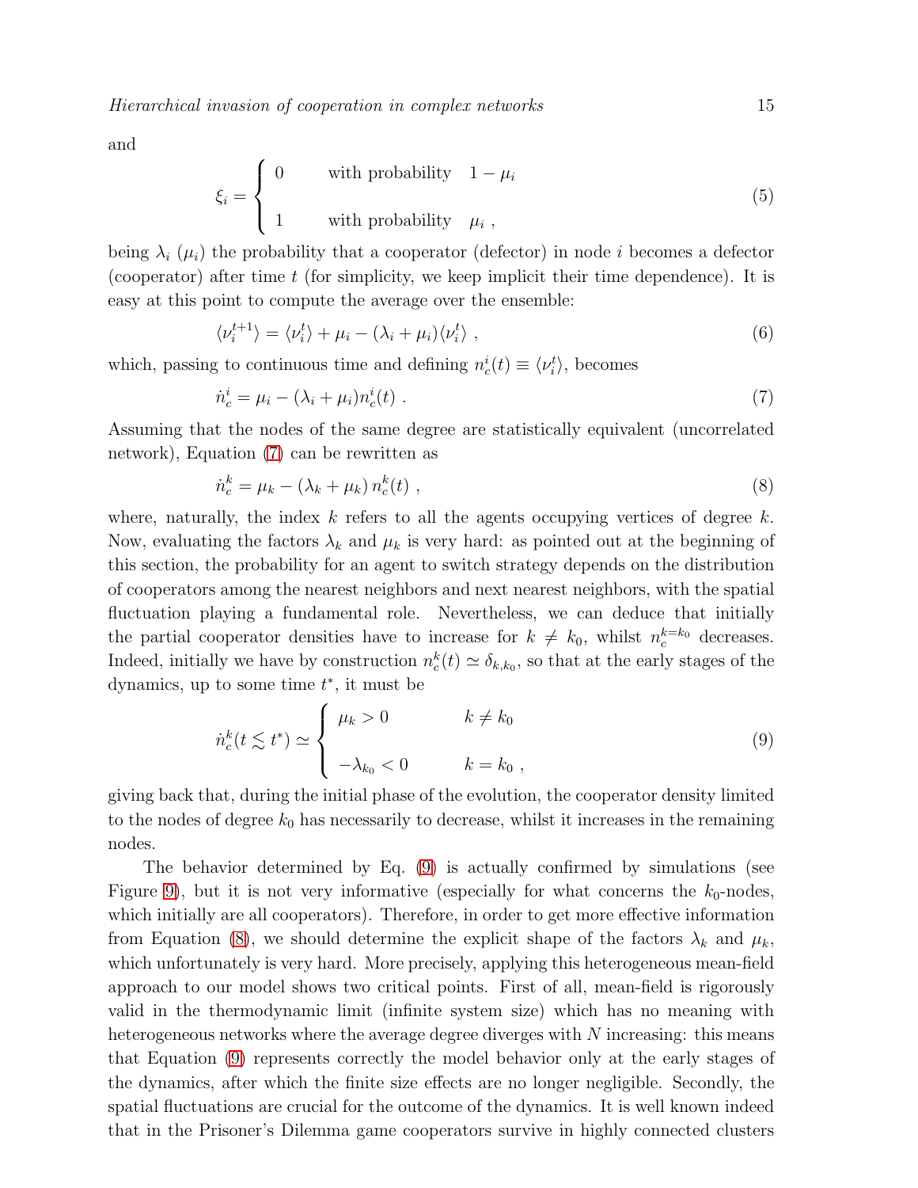and

$$
\xi_i = \begin{cases} 0 & \text{with probability} \quad 1 - \mu_i \\ \\ 1 & \text{with probability} \quad \mu_i \ , \end{cases} \tag{5}
$$

being $\lambda_i$ ($\mu_i$) the probability that a cooperator (defector) in node $i$ becomes a defector (cooperator) after time $t$ (for simplicity, we keep implicit their time dependence). It is easy at this point to compute the average over the ensemble:

$$
\langle \nu_i^{t+1} \rangle = \langle \nu_i^t \rangle + \mu_i - (\lambda_i + \mu_i) \langle \nu_i^t \rangle \ , \tag{6}
$$

which, passing to continuous time and defining $n_c^i(t) \equiv \langle \nu_i^t \rangle$, becomes

$$
\dot{n}_c^i = \mu_i - (\lambda_i + \mu_i) n_c^i(t) \ . \tag{7}
$$

Assuming that the nodes of the same degree are statistically equivalent (uncorrelated network), Equation (7) can be rewritten as

$$
\dot{n}_c^k = \mu_k - (\lambda_k + \mu_k) \, n_c^k(t) \ , \tag{8}
$$

where, naturally, the index $k$ refers to all the agents occupying vertices of degree $k$. Now, evaluating the factors $\lambda_k$ and $\mu_k$ is very hard: as pointed out at the beginning of this section, the probability for an agent to switch strategy depends on the distribution of cooperators among the nearest neighbors and next nearest neighbors, with the spatial fluctuation playing a fundamental role. Nevertheless, we can deduce that initially the partial cooperator densities have to increase for $k \neq k_0$, whilst $n_c^{k=k_0}$ decreases. Indeed, initially we have by construction $n_c^k(t) \simeq \delta_{k,k_0}$, so that at the early stages of the dynamics, up to some time $t^*$, it must be

$$
\dot{n}_c^k(t \lesssim t^*) \simeq \begin{cases} \mu_k > 0 & k \neq k_0 \\ \\ -\lambda_{k_0} < 0 & k = k_0 \ , \end{cases} \tag{9}
$$

giving back that, during the initial phase of the evolution, the cooperator density limited to the nodes of degree $k_0$ has necessarily to decrease, whilst it increases in the remaining nodes.

The behavior determined by Eq. (9) is actually confirmed by simulations (see Figure 9), but it is not very informative (especially for what concerns the $k_0$-nodes, which initially are all cooperators). Therefore, in order to get more effective information from Equation (8), we should determine the explicit shape of the factors $\lambda_k$ and $\mu_k$, which unfortunately is very hard. More precisely, applying this heterogeneous mean-field approach to our model shows two critical points. First of all, mean-field is rigorously valid in the thermodynamic limit (infinite system size) which has no meaning with heterogeneous networks where the average degree diverges with $N$ increasing: this means that Equation (9) represents correctly the model behavior only at the early stages of the dynamics, after which the finite size effects are no longer negligible. Secondly, the spatial fluctuations are crucial for the outcome of the dynamics. It is well known indeed that in the Prisoner's Dilemma game cooperators survive in highly connected clusters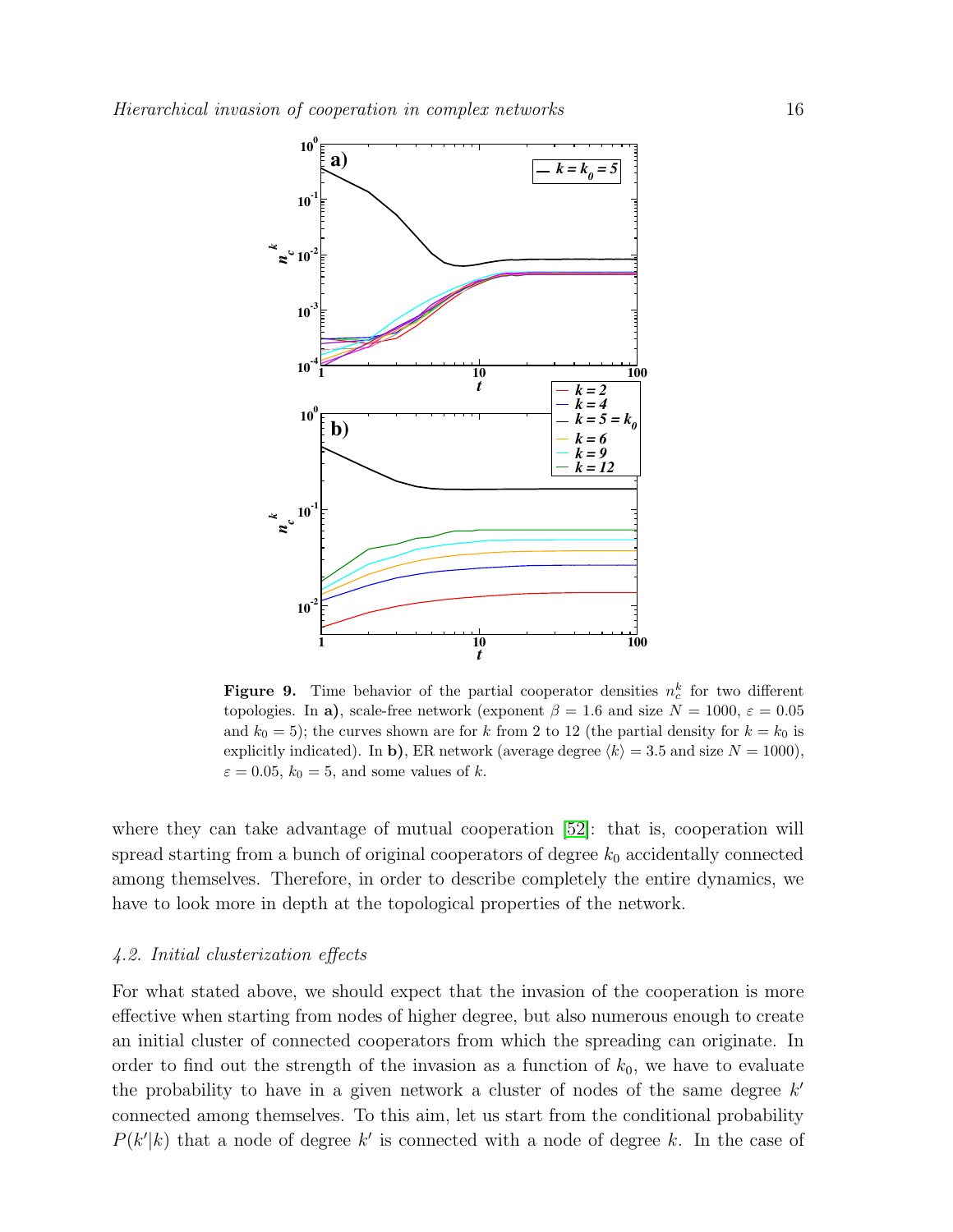**Figure 9.** Time behavior of the partial cooperator densities $n_c^k$ for two different topologies. In **a)**, scale-free network (exponent $\beta = 1.6$ and size $N = 1000$, $\varepsilon = 0.05$ and $k_0 = 5$); the curves shown are for $k$ from 2 to 12 (the partial density for $k = k_0$ is explicitly indicated). In **b)**, ER network (average degree $\langle k \rangle = 3.5$ and size $N = 1000$), $\varepsilon = 0.05$, $k_0 = 5$, and some values of $k$.

where they can take advantage of mutual cooperation [52]: that is, cooperation will spread starting from a bunch of original cooperators of degree $k_0$ accidentally connected among themselves. Therefore, in order to describe completely the entire dynamics, we have to look more in depth at the topological properties of the network.

### *4.2. Initial clusterization effects*

For what stated above, we should expect that the invasion of the cooperation is more effective when starting from nodes of higher degree, but also numerous enough to create an initial cluster of connected cooperators from which the spreading can originate. In order to find out the strength of the invasion as a function of $k_0$, we have to evaluate the probability to have in a given network a cluster of nodes of the same degree $k'$ connected among themselves. To this aim, let us start from the conditional probability $P(k'|k)$ that a node of degree $k'$ is connected with a node of degree $k$. In the case of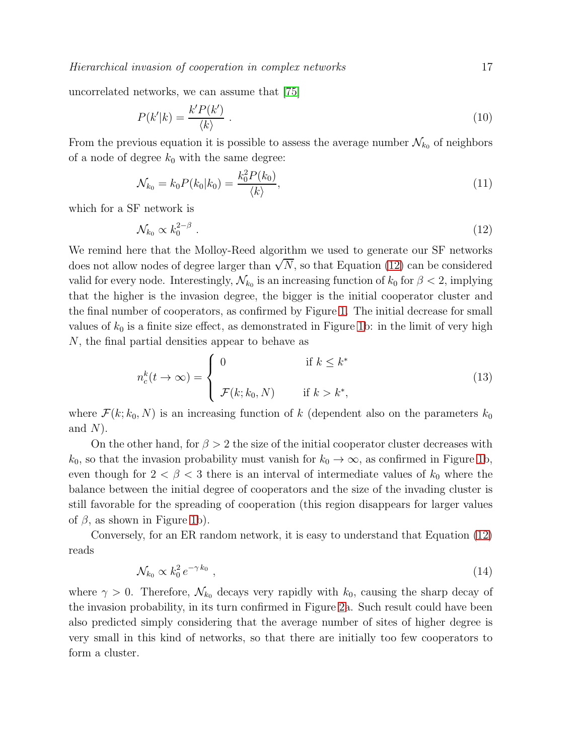uncorrelated networks, we can assume that [75]

$$P(k'|k) = \frac{k'P(k')}{\langle k \rangle} \; . \tag{10}$$

From the previous equation it is possible to assess the average number $\mathcal{N}_{k_0}$ of neighbors of a node of degree $k_0$ with the same degree:

$$\mathcal{N}_{k_0} = k_0 P(k_0|k_0) = \frac{k_0^2 P(k_0)}{\langle k \rangle}, \tag{11}$$

which for a SF network is

$$\mathcal{N}_{k_0} \propto k_0^{2-\beta} \; . \tag{12}$$

We remind here that the Molloy-Reed algorithm we used to generate our SF networks does not allow nodes of degree larger than $\sqrt{N}$, so that Equation (12) can be considered valid for every node. Interestingly, $\mathcal{N}_{k_0}$ is an increasing function of $k_0$ for $\beta < 2$, implying that the higher is the invasion degree, the bigger is the initial cooperator cluster and the final number of cooperators, as confirmed by Figure 1. The initial decrease for small values of $k_0$ is a finite size effect, as demonstrated in Figure 1b: in the limit of very high $N$, the final partial densities appear to behave as

$$n_c^k(t \to \infty) = \begin{cases} 0 & \text{if } k \leq k^* \\ \\ \mathcal{F}(k; k_0, N) & \text{if } k > k^*, \end{cases} \tag{13}$$

where $\mathcal{F}(k; k_0, N)$ is an increasing function of $k$ (dependent also on the parameters $k_0$ and $N$).

On the other hand, for $\beta > 2$ the size of the initial cooperator cluster decreases with $k_0$, so that the invasion probability must vanish for $k_0 \to \infty$, as confirmed in Figure 1b, even though for $2 < \beta < 3$ there is an interval of intermediate values of $k_0$ where the balance between the initial degree of cooperators and the size of the invading cluster is still favorable for the spreading of cooperation (this region disappears for larger values of $\beta$, as shown in Figure 1b).

Conversely, for an ER random network, it is easy to understand that Equation (12) reads

$$\mathcal{N}_{k_0} \propto k_0^2 \, e^{-\gamma \, k_0} \; , \tag{14}$$

where $\gamma > 0$. Therefore, $\mathcal{N}_{k_0}$ decays very rapidly with $k_0$, causing the sharp decay of the invasion probability, in its turn confirmed in Figure 2a. Such result could have been also predicted simply considering that the average number of sites of higher degree is very small in this kind of networks, so that there are initially too few cooperators to form a cluster.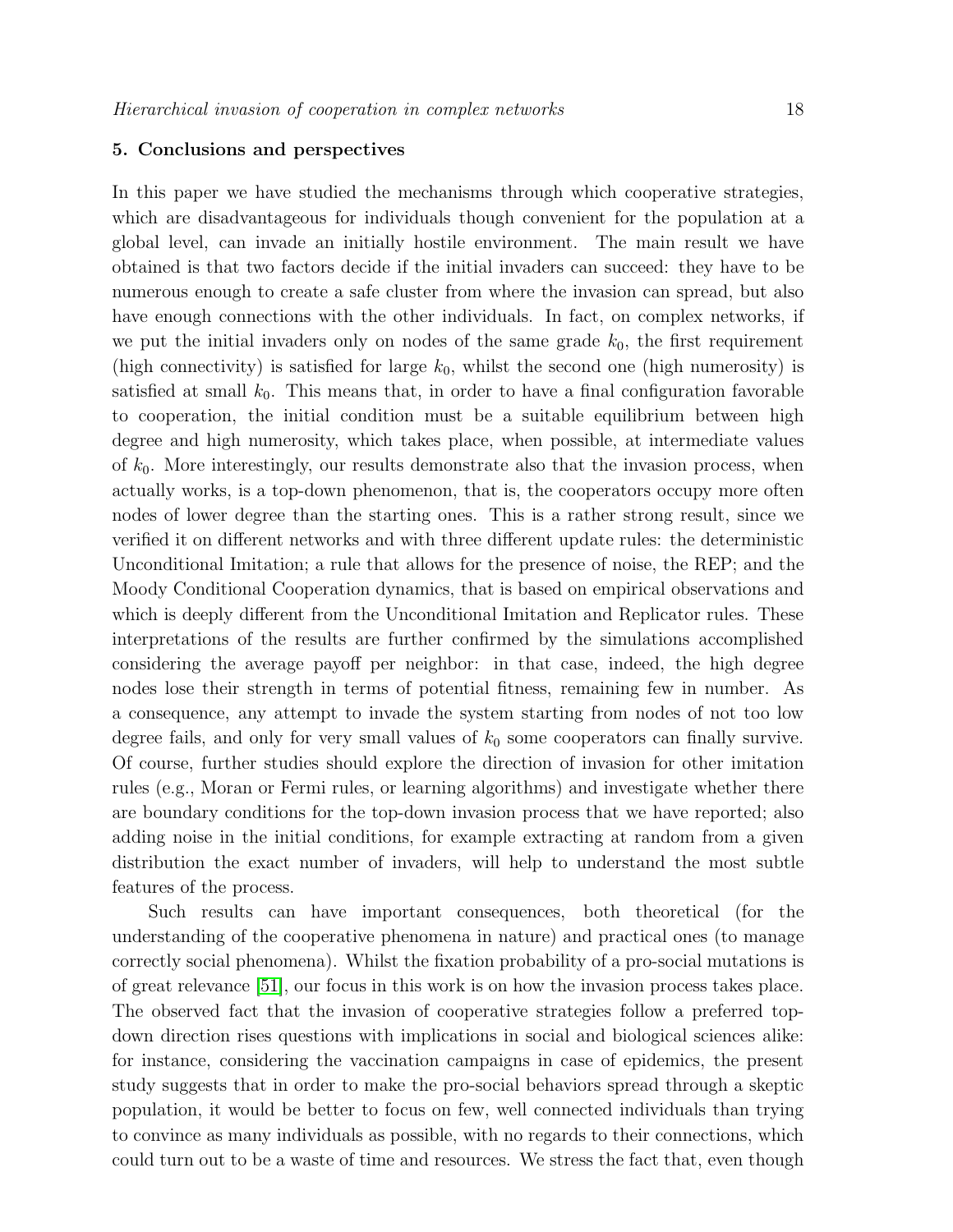## 5. Conclusions and perspectives

In this paper we have studied the mechanisms through which cooperative strategies, which are disadvantageous for individuals though convenient for the population at a global level, can invade an initially hostile environment. The main result we have obtained is that two factors decide if the initial invaders can succeed: they have to be numerous enough to create a safe cluster from where the invasion can spread, but also have enough connections with the other individuals. In fact, on complex networks, if we put the initial invaders only on nodes of the same grade $k_0$, the first requirement (high connectivity) is satisfied for large $k_0$, whilst the second one (high numerosity) is satisfied at small $k_0$. This means that, in order to have a final configuration favorable to cooperation, the initial condition must be a suitable equilibrium between high degree and high numerosity, which takes place, when possible, at intermediate values of $k_0$. More interestingly, our results demonstrate also that the invasion process, when actually works, is a top-down phenomenon, that is, the cooperators occupy more often nodes of lower degree than the starting ones. This is a rather strong result, since we verified it on different networks and with three different update rules: the deterministic Unconditional Imitation; a rule that allows for the presence of noise, the REP; and the Moody Conditional Cooperation dynamics, that is based on empirical observations and which is deeply different from the Unconditional Imitation and Replicator rules. These interpretations of the results are further confirmed by the simulations accomplished considering the average payoff per neighbor: in that case, indeed, the high degree nodes lose their strength in terms of potential fitness, remaining few in number. As a consequence, any attempt to invade the system starting from nodes of not too low degree fails, and only for very small values of $k_0$ some cooperators can finally survive. Of course, further studies should explore the direction of invasion for other imitation rules (e.g., Moran or Fermi rules, or learning algorithms) and investigate whether there are boundary conditions for the top-down invasion process that we have reported; also adding noise in the initial conditions, for example extracting at random from a given distribution the exact number of invaders, will help to understand the most subtle features of the process.

Such results can have important consequences, both theoretical (for the understanding of the cooperative phenomena in nature) and practical ones (to manage correctly social phenomena). Whilst the fixation probability of a pro-social mutations is of great relevance [51], our focus in this work is on how the invasion process takes place. The observed fact that the invasion of cooperative strategies follow a preferred top-down direction rises questions with implications in social and biological sciences alike: for instance, considering the vaccination campaigns in case of epidemics, the present study suggests that in order to make the pro-social behaviors spread through a skeptic population, it would be better to focus on few, well connected individuals than trying to convince as many individuals as possible, with no regards to their connections, which could turn out to be a waste of time and resources. We stress the fact that, even though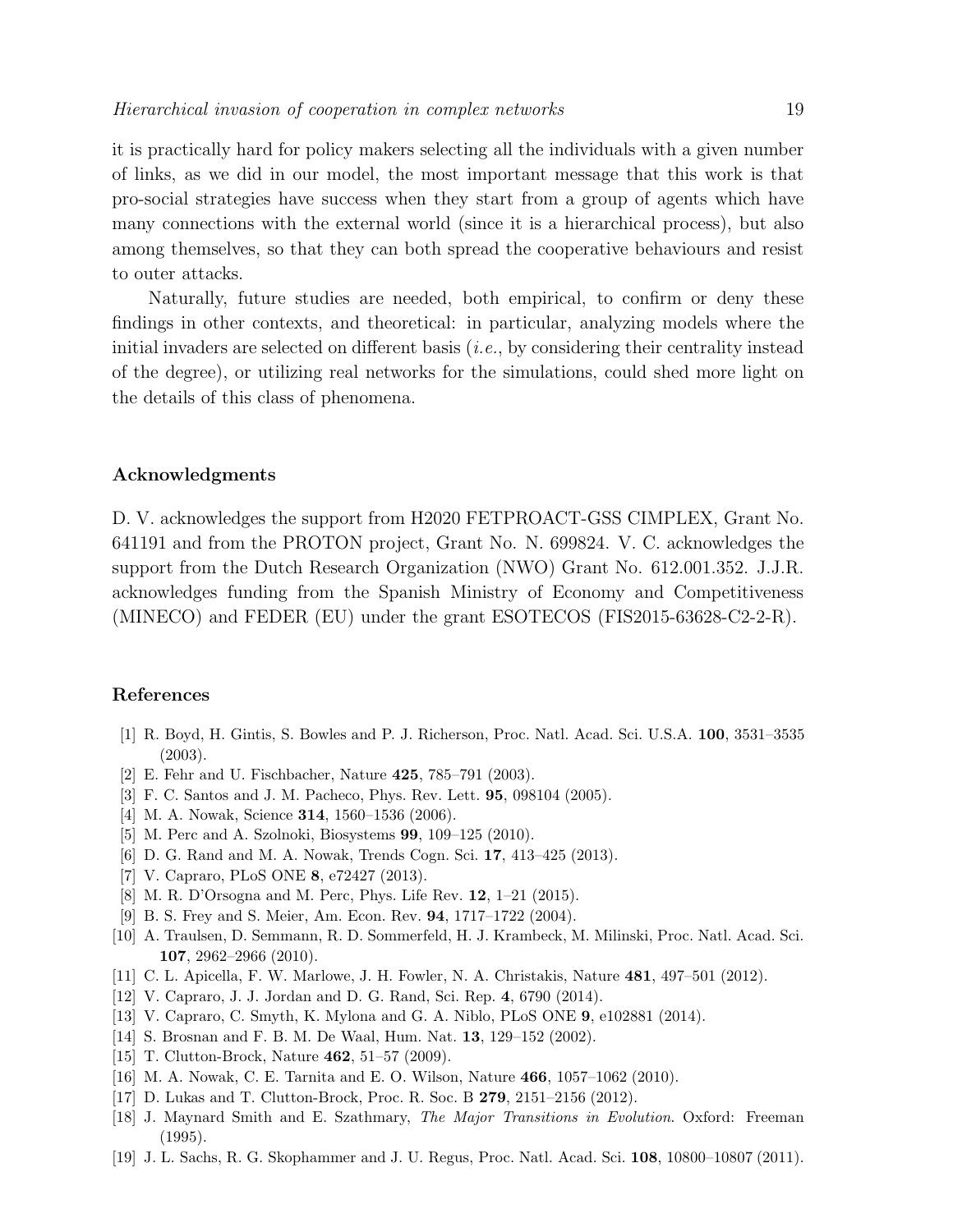it is practically hard for policy makers selecting all the individuals with a given number of links, as we did in our model, the most important message that this work is that pro-social strategies have success when they start from a group of agents which have many connections with the external world (since it is a hierarchical process), but also among themselves, so that they can both spread the cooperative behaviours and resist to outer attacks.

Naturally, future studies are needed, both empirical, to confirm or deny these findings in other contexts, and theoretical: in particular, analyzing models where the initial invaders are selected on different basis (*i.e.*, by considering their centrality instead of the degree), or utilizing real networks for the simulations, could shed more light on the details of this class of phenomena.

### Acknowledgments

D. V. acknowledges the support from H2020 FETPROACT-GSS CIMPLEX, Grant No. 641191 and from the PROTON project, Grant No. N. 699824. V. C. acknowledges the support from the Dutch Research Organization (NWO) Grant No. 612.001.352. J.J.R. acknowledges funding from the Spanish Ministry of Economy and Competitiveness (MINECO) and FEDER (EU) under the grant ESOTECOS (FIS2015-63628-C2-2-R).

### References

[1] R. Boyd, H. Gintis, S. Bowles and P. J. Richerson, Proc. Natl. Acad. Sci. U.S.A. **100**, 3531–3535 (2003).
[2] E. Fehr and U. Fischbacher, Nature **425**, 785–791 (2003).
[3] F. C. Santos and J. M. Pacheco, Phys. Rev. Lett. **95**, 098104 (2005).
[4] M. A. Nowak, Science **314**, 1560–1536 (2006).
[5] M. Perc and A. Szolnoki, Biosystems **99**, 109–125 (2010).
[6] D. G. Rand and M. A. Nowak, Trends Cogn. Sci. **17**, 413–425 (2013).
[7] V. Capraro, PLoS ONE **8**, e72427 (2013).
[8] M. R. D'Orsogna and M. Perc, Phys. Life Rev. **12**, 1–21 (2015).
[9] B. S. Frey and S. Meier, Am. Econ. Rev. **94**, 1717–1722 (2004).
[10] A. Traulsen, D. Semmann, R. D. Sommerfeld, H. J. Krambeck, M. Milinski, Proc. Natl. Acad. Sci. **107**, 2962–2966 (2010).
[11] C. L. Apicella, F. W. Marlowe, J. H. Fowler, N. A. Christakis, Nature **481**, 497–501 (2012).
[12] V. Capraro, J. J. Jordan and D. G. Rand, Sci. Rep. **4**, 6790 (2014).
[13] V. Capraro, C. Smyth, K. Mylona and G. A. Niblo, PLoS ONE **9**, e102881 (2014).
[14] S. Brosnan and F. B. M. De Waal, Hum. Nat. **13**, 129–152 (2002).
[15] T. Clutton-Brock, Nature **462**, 51–57 (2009).
[16] M. A. Nowak, C. E. Tarnita and E. O. Wilson, Nature **466**, 1057–1062 (2010).
[17] D. Lukas and T. Clutton-Brock, Proc. R. Soc. B **279**, 2151–2156 (2012).
[18] J. Maynard Smith and E. Szathmary, *The Major Transitions in Evolution*. Oxford: Freeman (1995).
[19] J. L. Sachs, R. G. Skophammer and J. U. Regus, Proc. Natl. Acad. Sci. **108**, 10800–10807 (2011).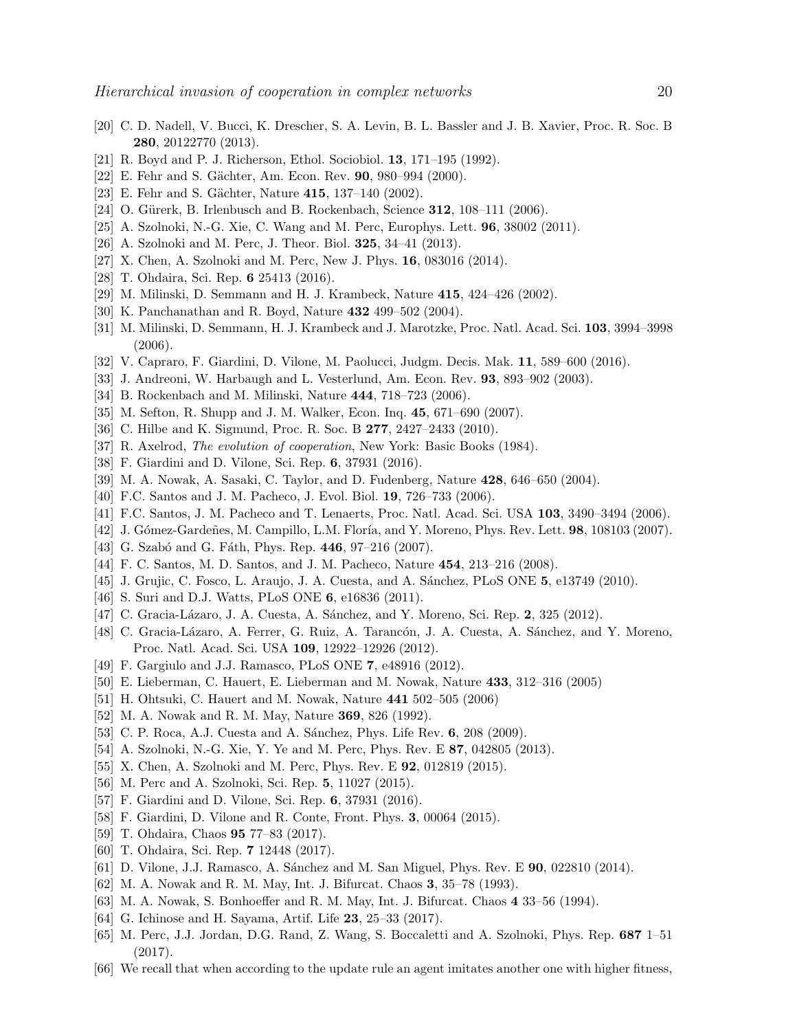[20] C. D. Nadell, V. Bucci, K. Drescher, S. A. Levin, B. L. Bassler and J. B. Xavier, Proc. R. Soc. B **280**, 20122770 (2013).

[21] R. Boyd and P. J. Richerson, Ethol. Sociobiol. **13**, 171–195 (1992).

[22] E. Fehr and S. Gächter, Am. Econ. Rev. **90**, 980–994 (2000).

[23] E. Fehr and S. Gächter, Nature **415**, 137–140 (2002).

[24] O. Gürerk, B. Irlenbusch and B. Rockenbach, Science **312**, 108–111 (2006).

[25] A. Szolnoki, N.-G. Xie, C. Wang and M. Perc, Europhys. Lett. **96**, 38002 (2011).

[26] A. Szolnoki and M. Perc, J. Theor. Biol. **325**, 34–41 (2013).

[27] X. Chen, A. Szolnoki and M. Perc, New J. Phys. **16**, 083016 (2014).

[28] T. Ohdaira, Sci. Rep. **6** 25413 (2016).

[29] M. Milinski, D. Semmann and H. J. Krambeck, Nature **415**, 424–426 (2002).

[30] K. Panchanathan and R. Boyd, Nature **432** 499–502 (2004).

[31] M. Milinski, D. Semmann, H. J. Krambeck and J. Marotzke, Proc. Natl. Acad. Sci. **103**, 3994–3998 (2006).

[32] V. Capraro, F. Giardini, D. Vilone, M. Paolucci, Judgm. Decis. Mak. **11**, 589–600 (2016).

[33] J. Andreoni, W. Harbaugh and L. Vesterlund, Am. Econ. Rev. **93**, 893–902 (2003).

[34] B. Rockenbach and M. Milinski, Nature **444**, 718–723 (2006).

[35] M. Sefton, R. Shupp and J. M. Walker, Econ. Inq. **45**, 671–690 (2007).

[36] C. Hilbe and K. Sigmund, Proc. R. Soc. B **277**, 2427–2433 (2010).

[37] R. Axelrod, *The evolution of cooperation*, New York: Basic Books (1984).

[38] F. Giardini and D. Vilone, Sci. Rep. **6**, 37931 (2016).

[39] M. A. Nowak, A. Sasaki, C. Taylor, and D. Fudenberg, Nature **428**, 646–650 (2004).

[40] F.C. Santos and J. M. Pacheco, J. Evol. Biol. **19**, 726–733 (2006).

[41] F.C. Santos, J. M. Pacheco and T. Lenaerts, Proc. Natl. Acad. Sci. USA **103**, 3490–3494 (2006).

[42] J. Gómez-Gardeñes, M. Campillo, L.M. Floría, and Y. Moreno, Phys. Rev. Lett. **98**, 108103 (2007).

[43] G. Szabó and G. Fáth, Phys. Rep. **446**, 97–216 (2007).

[44] F. C. Santos, M. D. Santos, and J. M. Pacheco, Nature **454**, 213–216 (2008).

[45] J. Grujic, C. Fosco, L. Araujo, J. A. Cuesta, and A. Sánchez, PLoS ONE **5**, e13749 (2010).

[46] S. Suri and D.J. Watts, PLoS ONE **6**, e16836 (2011).

[47] C. Gracia-Lázaro, J. A. Cuesta, A. Sánchez, and Y. Moreno, Sci. Rep. **2**, 325 (2012).

[48] C. Gracia-Lázaro, A. Ferrer, G. Ruiz, A. Tarancón, J. A. Cuesta, A. Sánchez, and Y. Moreno, Proc. Natl. Acad. Sci. USA **109**, 12922–12926 (2012).

[49] F. Gargiulo and J.J. Ramasco, PLoS ONE **7**, e48916 (2012).

[50] E. Lieberman, C. Hauert, E. Lieberman and M. Nowak, Nature **433**, 312–316 (2005)

[51] H. Ohtsuki, C. Hauert and M. Nowak, Nature **441** 502–505 (2006)

[52] M. A. Nowak and R. M. May, Nature **369**, 826 (1992).

[53] C. P. Roca, A.J. Cuesta and A. Sánchez, Phys. Life Rev. **6**, 208 (2009).

[54] A. Szolnoki, N.-G. Xie, Y. Ye and M. Perc, Phys. Rev. E **87**, 042805 (2013).

[55] X. Chen, A. Szolnoki and M. Perc, Phys. Rev. E **92**, 012819 (2015).

[56] M. Perc and A. Szolnoki, Sci. Rep. **5**, 11027 (2015).

[57] F. Giardini and D. Vilone, Sci. Rep. **6**, 37931 (2016).

[58] F. Giardini, D. Vilone and R. Conte, Front. Phys. **3**, 00064 (2015).

[59] T. Ohdaira, Chaos **95** 77–83 (2017).

[60] T. Ohdaira, Sci. Rep. **7** 12448 (2017).

[61] D. Vilone, J.J. Ramasco, A. Sánchez and M. San Miguel, Phys. Rev. E **90**, 022810 (2014).

[62] M. A. Nowak and R. M. May, Int. J. Bifurcat. Chaos **3**, 35–78 (1993).

[63] M. A. Nowak, S. Bonhoeffer and R. M. May, Int. J. Bifurcat. Chaos **4** 33–56 (1994).

[64] G. Ichinose and H. Sayama, Artif. Life **23**, 25–33 (2017).

[65] M. Perc, J.J. Jordan, D.G. Rand, Z. Wang, S. Boccaletti and A. Szolnoki, Phys. Rep. **687** 1–51 (2017).

[66] We recall that when according to the update rule an agent imitates another one with higher fitness,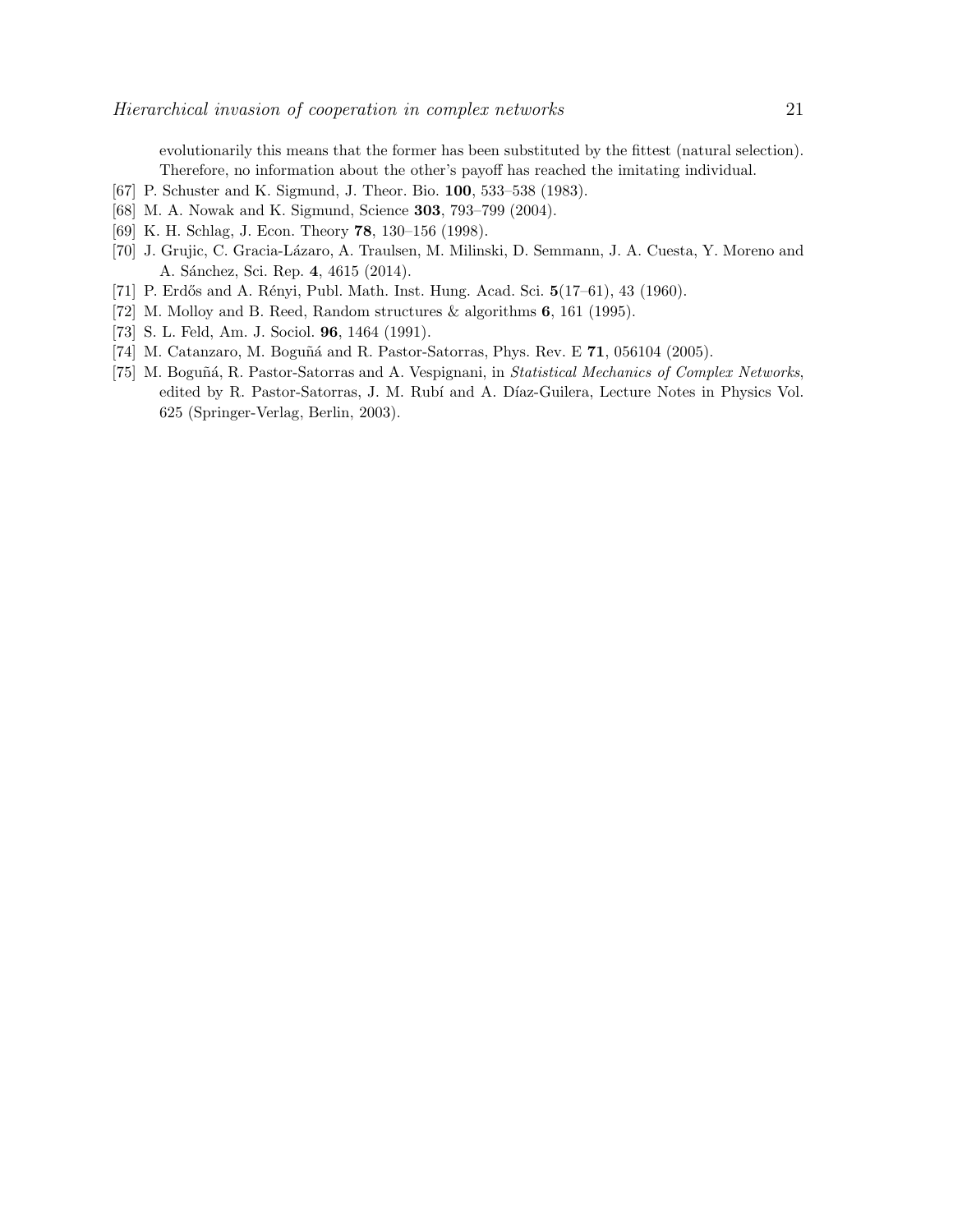evolutionarily this means that the former has been substituted by the fittest (natural selection). Therefore, no information about the other's payoff has reached the imitating individual.

[67] P. Schuster and K. Sigmund, J. Theor. Bio. **100**, 533–538 (1983).

[68] M. A. Nowak and K. Sigmund, Science **303**, 793–799 (2004).

[69] K. H. Schlag, J. Econ. Theory **78**, 130–156 (1998).

[70] J. Grujic, C. Gracia-Lázaro, A. Traulsen, M. Milinski, D. Semmann, J. A. Cuesta, Y. Moreno and A. Sánchez, Sci. Rep. **4**, 4615 (2014).

[71] P. Erdős and A. Rényi, Publ. Math. Inst. Hung. Acad. Sci. **5**(17–61), 43 (1960).

[72] M. Molloy and B. Reed, Random structures & algorithms **6**, 161 (1995).

[73] S. L. Feld, Am. J. Sociol. **96**, 1464 (1991).

[74] M. Catanzaro, M. Boguñá and R. Pastor-Satorras, Phys. Rev. E **71**, 056104 (2005).

[75] M. Boguñá, R. Pastor-Satorras and A. Vespignani, in *Statistical Mechanics of Complex Networks*, edited by R. Pastor-Satorras, J. M. Rubí and A. Díaz-Guilera, Lecture Notes in Physics Vol. 625 (Springer-Verlag, Berlin, 2003).